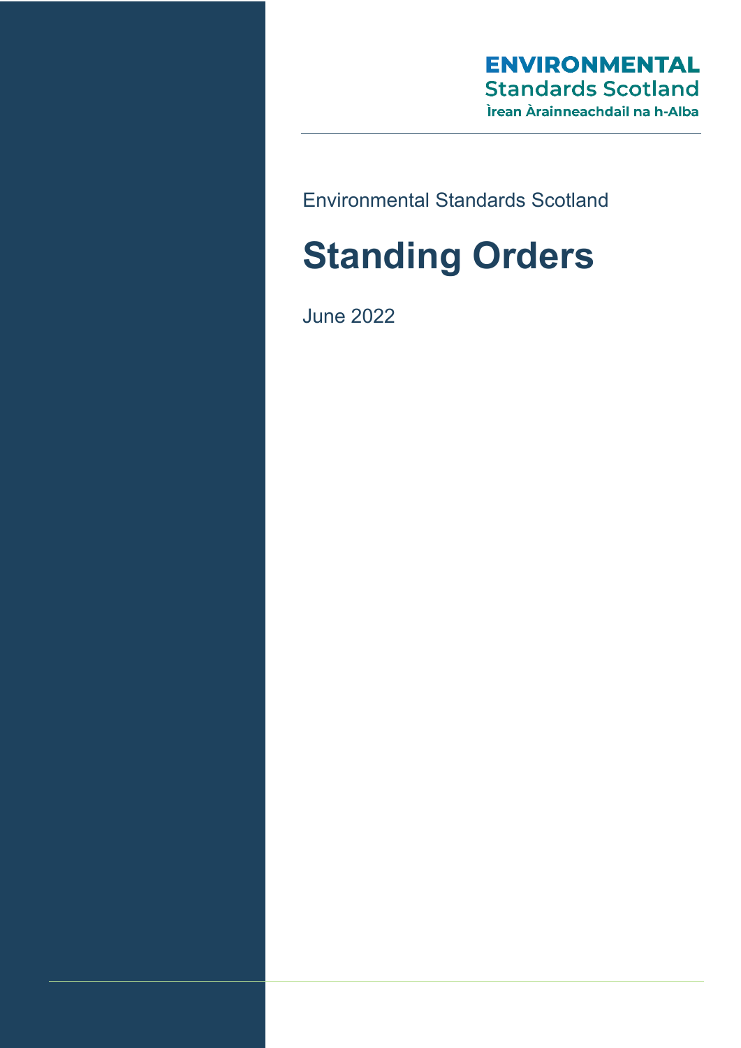ENVIRONMENTAL
Standards Scotland
Ìrean Àrainneachdail na h-Alba

Environmental Standards Scotland

# Standing Orders

June 2022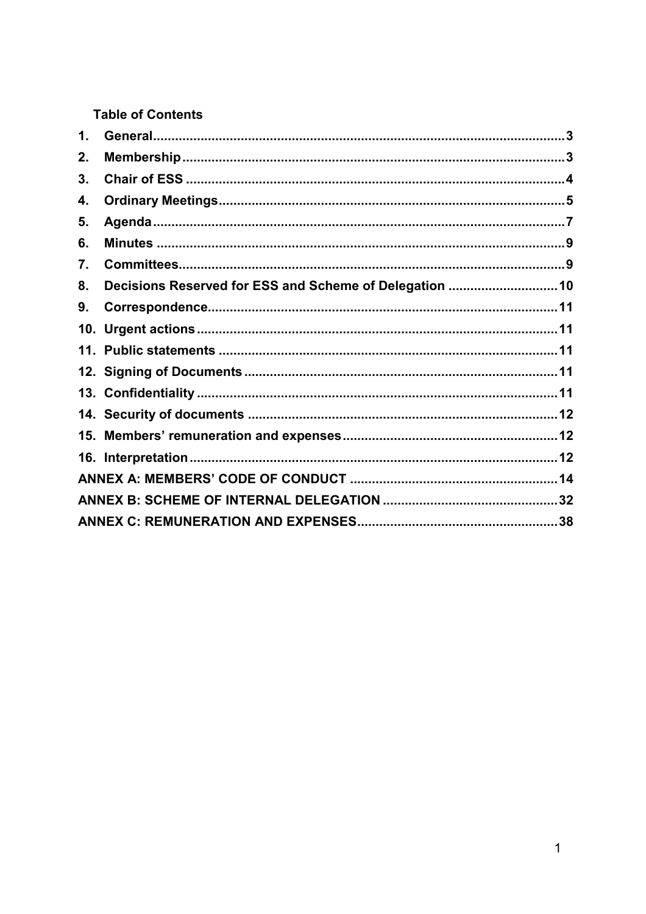**Table of Contents**

1. General ........ 3
2. Membership ........ 3
3. Chair of ESS ........ 4
4. Ordinary Meetings ........ 5
5. Agenda ........ 7
6. Minutes ........ 9
7. Committees ........ 9
8. Decisions Reserved for ESS and Scheme of Delegation ........ 10
9. Correspondence ........ 11
10. Urgent actions ........ 11
11. Public statements ........ 11
12. Signing of Documents ........ 11
13. Confidentiality ........ 11
14. Security of documents ........ 12
15. Members' remuneration and expenses ........ 12
16. Interpretation ........ 12

ANNEX A: MEMBERS' CODE OF CONDUCT ........ 14

ANNEX B: SCHEME OF INTERNAL DELEGATION ........ 32

ANNEX C: REMUNERATION AND EXPENSES ........ 38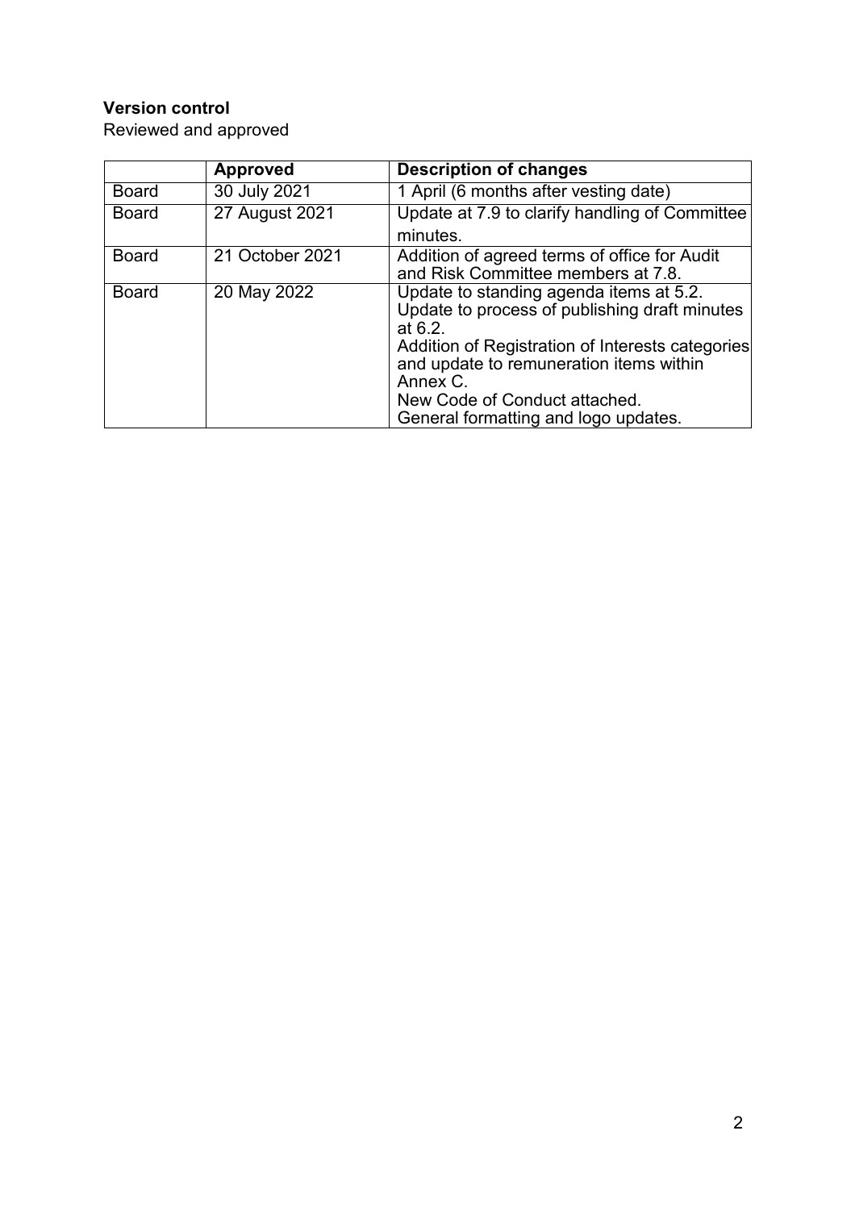**Version control**

Reviewed and approved

| | Approved | Description of changes |
|---|---|---|
| Board | 30 July 2021 | 1 April (6 months after vesting date) |
| Board | 27 August 2021 | Update at 7.9 to clarify handling of Committee minutes. |
| Board | 21 October 2021 | Addition of agreed terms of office for Audit and Risk Committee members at 7.8. |
| Board | 20 May 2022 | Update to standing agenda items at 5.2.<br>Update to process of publishing draft minutes at 6.2.<br>Addition of Registration of Interests categories and update to remuneration items within Annex C.<br>New Code of Conduct attached.<br>General formatting and logo updates. |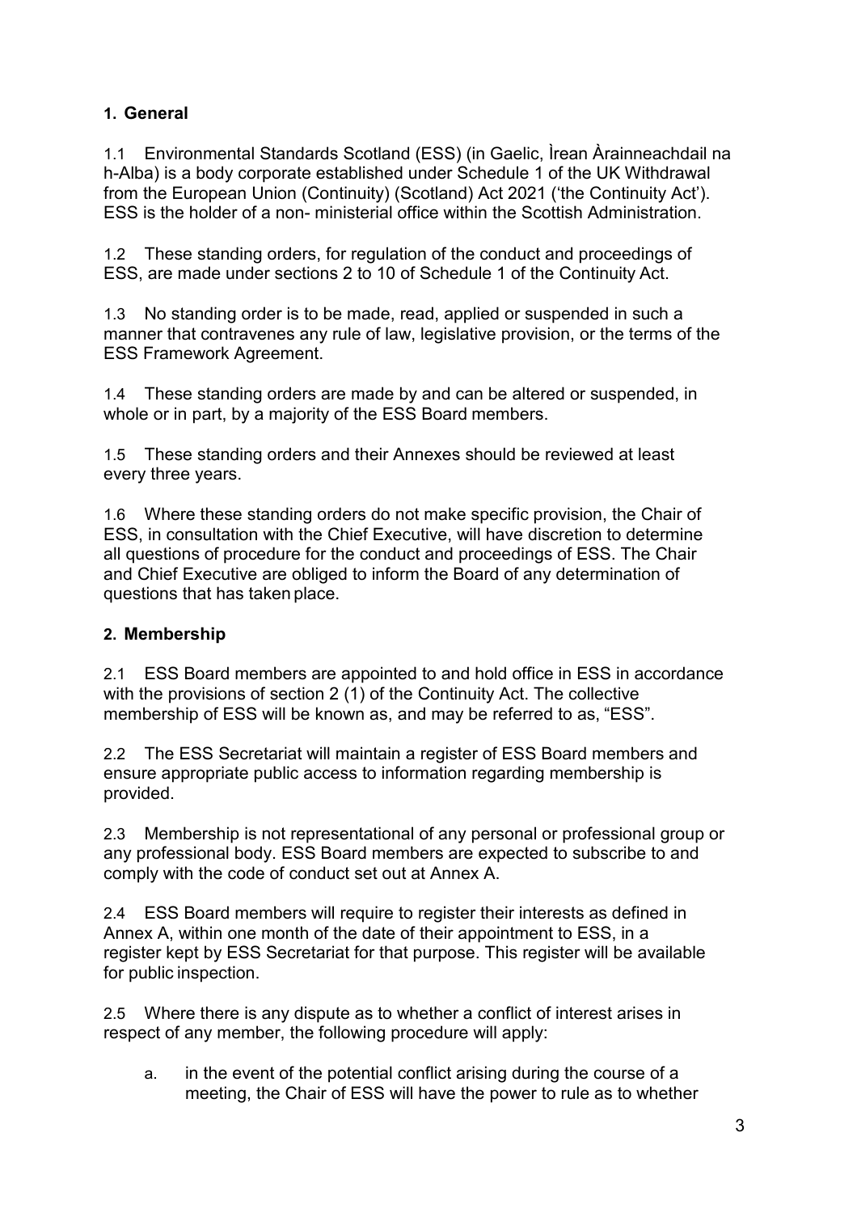## 1. General

1.1 Environmental Standards Scotland (ESS) (in Gaelic, Ìrean Àrainneachdail na h-Alba) is a body corporate established under Schedule 1 of the UK Withdrawal from the European Union (Continuity) (Scotland) Act 2021 ('the Continuity Act'). ESS is the holder of a non- ministerial office within the Scottish Administration.

1.2 These standing orders, for regulation of the conduct and proceedings of ESS, are made under sections 2 to 10 of Schedule 1 of the Continuity Act.

1.3 No standing order is to be made, read, applied or suspended in such a manner that contravenes any rule of law, legislative provision, or the terms of the ESS Framework Agreement.

1.4 These standing orders are made by and can be altered or suspended, in whole or in part, by a majority of the ESS Board members.

1.5 These standing orders and their Annexes should be reviewed at least every three years.

1.6 Where these standing orders do not make specific provision, the Chair of ESS, in consultation with the Chief Executive, will have discretion to determine all questions of procedure for the conduct and proceedings of ESS. The Chair and Chief Executive are obliged to inform the Board of any determination of questions that has taken place.

## 2. Membership

2.1 ESS Board members are appointed to and hold office in ESS in accordance with the provisions of section 2 (1) of the Continuity Act. The collective membership of ESS will be known as, and may be referred to as, "ESS".

2.2 The ESS Secretariat will maintain a register of ESS Board members and ensure appropriate public access to information regarding membership is provided.

2.3 Membership is not representational of any personal or professional group or any professional body. ESS Board members are expected to subscribe to and comply with the code of conduct set out at Annex A.

2.4 ESS Board members will require to register their interests as defined in Annex A, within one month of the date of their appointment to ESS, in a register kept by ESS Secretariat for that purpose. This register will be available for public inspection.

2.5 Where there is any dispute as to whether a conflict of interest arises in respect of any member, the following procedure will apply:

a. in the event of the potential conflict arising during the course of a meeting, the Chair of ESS will have the power to rule as to whether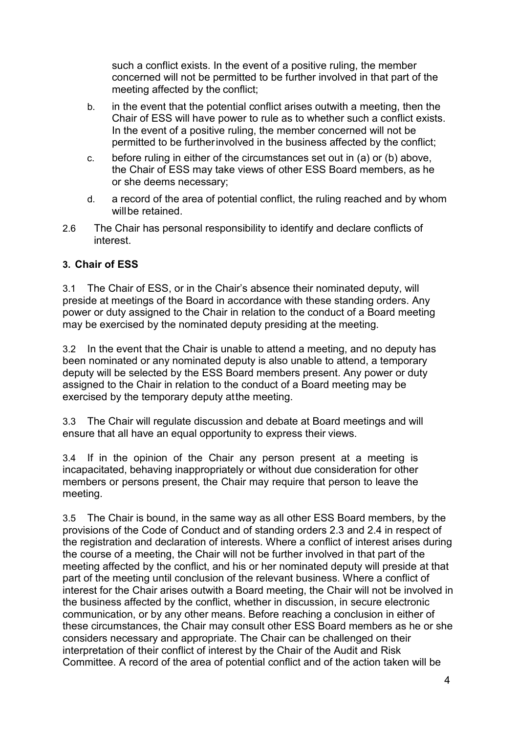such a conflict exists. In the event of a positive ruling, the member concerned will not be permitted to be further involved in that part of the meeting affected by the conflict;

b. in the event that the potential conflict arises outwith a meeting, then the Chair of ESS will have power to rule as to whether such a conflict exists. In the event of a positive ruling, the member concerned will not be permitted to be further involved in the business affected by the conflict;

c. before ruling in either of the circumstances set out in (a) or (b) above, the Chair of ESS may take views of other ESS Board members, as he or she deems necessary;

d. a record of the area of potential conflict, the ruling reached and by whom will be retained.

2.6 The Chair has personal responsibility to identify and declare conflicts of interest.

### 3. Chair of ESS

3.1 The Chair of ESS, or in the Chair's absence their nominated deputy, will preside at meetings of the Board in accordance with these standing orders. Any power or duty assigned to the Chair in relation to the conduct of a Board meeting may be exercised by the nominated deputy presiding at the meeting.

3.2 In the event that the Chair is unable to attend a meeting, and no deputy has been nominated or any nominated deputy is also unable to attend, a temporary deputy will be selected by the ESS Board members present. Any power or duty assigned to the Chair in relation to the conduct of a Board meeting may be exercised by the temporary deputy at the meeting.

3.3 The Chair will regulate discussion and debate at Board meetings and will ensure that all have an equal opportunity to express their views.

3.4 If in the opinion of the Chair any person present at a meeting is incapacitated, behaving inappropriately or without due consideration for other members or persons present, the Chair may require that person to leave the meeting.

3.5 The Chair is bound, in the same way as all other ESS Board members, by the provisions of the Code of Conduct and of standing orders 2.3 and 2.4 in respect of the registration and declaration of interests. Where a conflict of interest arises during the course of a meeting, the Chair will not be further involved in that part of the meeting affected by the conflict, and his or her nominated deputy will preside at that part of the meeting until conclusion of the relevant business. Where a conflict of interest for the Chair arises outwith a Board meeting, the Chair will not be involved in the business affected by the conflict, whether in discussion, in secure electronic communication, or by any other means. Before reaching a conclusion in either of these circumstances, the Chair may consult other ESS Board members as he or she considers necessary and appropriate. The Chair can be challenged on their interpretation of their conflict of interest by the Chair of the Audit and Risk Committee. A record of the area of potential conflict and of the action taken will be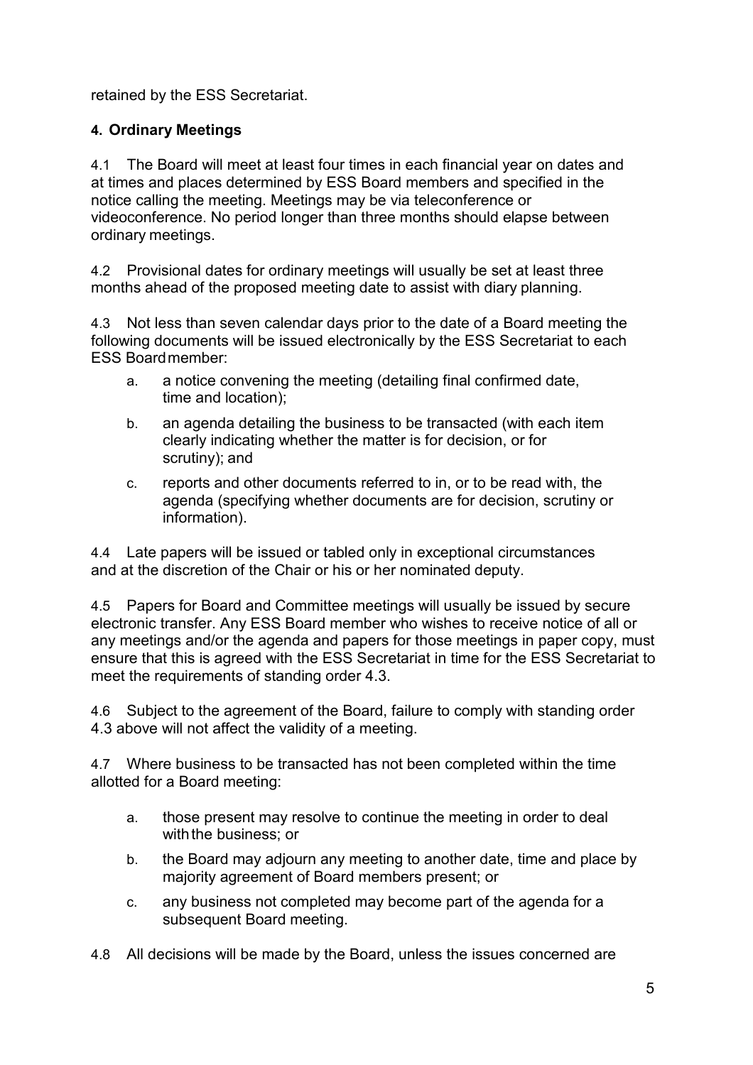retained by the ESS Secretariat.

## 4. Ordinary Meetings

4.1 The Board will meet at least four times in each financial year on dates and at times and places determined by ESS Board members and specified in the notice calling the meeting. Meetings may be via teleconference or videoconference. No period longer than three months should elapse between ordinary meetings.

4.2 Provisional dates for ordinary meetings will usually be set at least three months ahead of the proposed meeting date to assist with diary planning.

4.3 Not less than seven calendar days prior to the date of a Board meeting the following documents will be issued electronically by the ESS Secretariat to each ESS Board member:

a. a notice convening the meeting (detailing final confirmed date, time and location);

b. an agenda detailing the business to be transacted (with each item clearly indicating whether the matter is for decision, or for scrutiny); and

c. reports and other documents referred to in, or to be read with, the agenda (specifying whether documents are for decision, scrutiny or information).

4.4 Late papers will be issued or tabled only in exceptional circumstances and at the discretion of the Chair or his or her nominated deputy.

4.5 Papers for Board and Committee meetings will usually be issued by secure electronic transfer. Any ESS Board member who wishes to receive notice of all or any meetings and/or the agenda and papers for those meetings in paper copy, must ensure that this is agreed with the ESS Secretariat in time for the ESS Secretariat to meet the requirements of standing order 4.3.

4.6 Subject to the agreement of the Board, failure to comply with standing order 4.3 above will not affect the validity of a meeting.

4.7 Where business to be transacted has not been completed within the time allotted for a Board meeting:

a. those present may resolve to continue the meeting in order to deal with the business; or

b. the Board may adjourn any meeting to another date, time and place by majority agreement of Board members present; or

c. any business not completed may become part of the agenda for a subsequent Board meeting.

4.8 All decisions will be made by the Board, unless the issues concerned are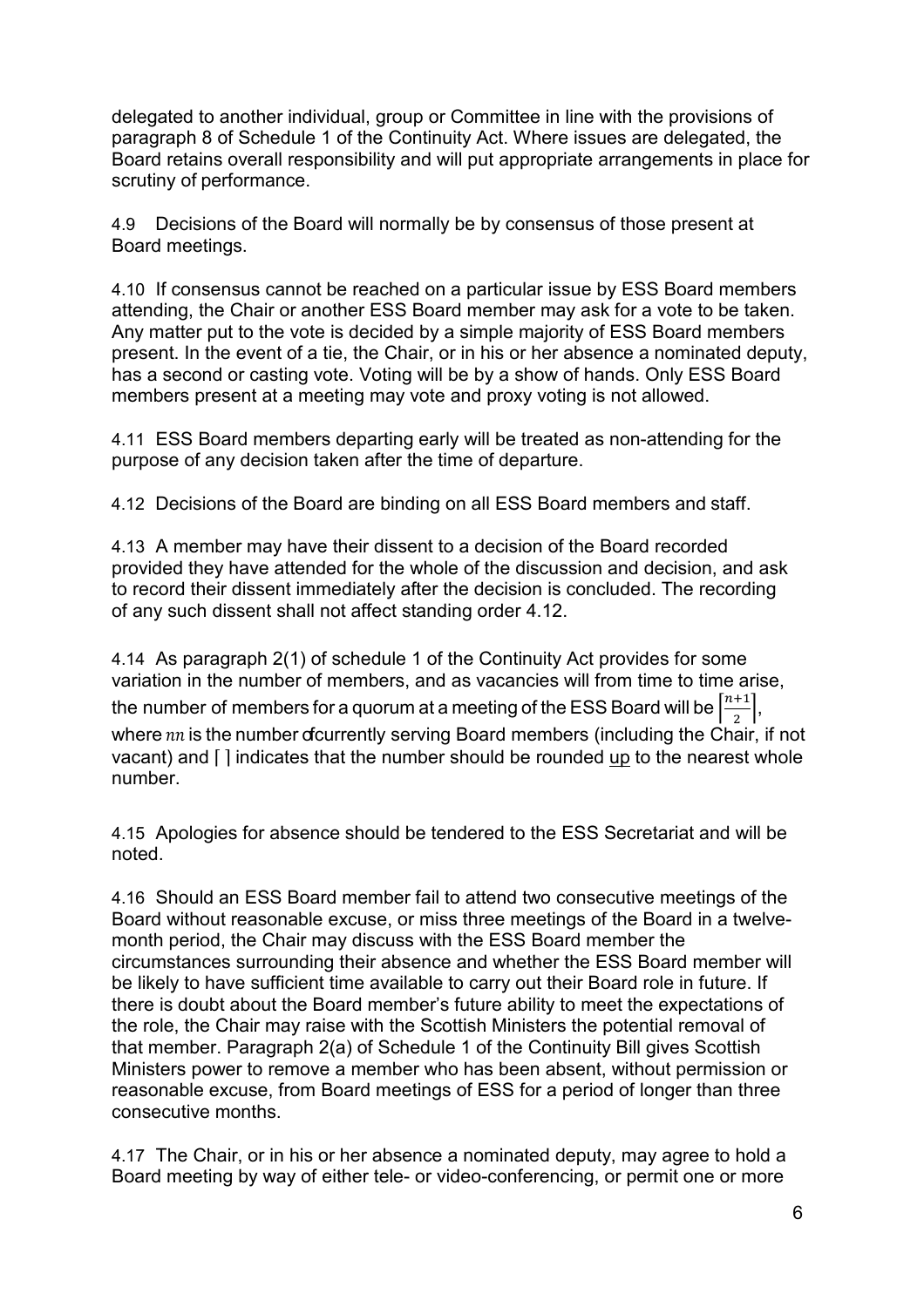delegated to another individual, group or Committee in line with the provisions of paragraph 8 of Schedule 1 of the Continuity Act. Where issues are delegated, the Board retains overall responsibility and will put appropriate arrangements in place for scrutiny of performance.

4.9 Decisions of the Board will normally be by consensus of those present at Board meetings.

4.10 If consensus cannot be reached on a particular issue by ESS Board members attending, the Chair or another ESS Board member may ask for a vote to be taken. Any matter put to the vote is decided by a simple majority of ESS Board members present. In the event of a tie, the Chair, or in his or her absence a nominated deputy, has a second or casting vote. Voting will be by a show of hands. Only ESS Board members present at a meeting may vote and proxy voting is not allowed.

4.11 ESS Board members departing early will be treated as non-attending for the purpose of any decision taken after the time of departure.

4.12 Decisions of the Board are binding on all ESS Board members and staff.

4.13 A member may have their dissent to a decision of the Board recorded provided they have attended for the whole of the discussion and decision, and ask to record their dissent immediately after the decision is concluded. The recording of any such dissent shall not affect standing order 4.12.

4.14 As paragraph 2(1) of schedule 1 of the Continuity Act provides for some variation in the number of members, and as vacancies will from time to time arise, the number of members for a quorum at a meeting of the ESS Board will be $\left\lceil \frac{n+1}{2} \right\rceil$, where $n$ is the number of currently serving Board members (including the Chair, if not vacant) and ⌈ ⌉ indicates that the number should be rounded up to the nearest whole number.

4.15 Apologies for absence should be tendered to the ESS Secretariat and will be noted.

4.16 Should an ESS Board member fail to attend two consecutive meetings of the Board without reasonable excuse, or miss three meetings of the Board in a twelve-month period, the Chair may discuss with the ESS Board member the circumstances surrounding their absence and whether the ESS Board member will be likely to have sufficient time available to carry out their Board role in future. If there is doubt about the Board member's future ability to meet the expectations of the role, the Chair may raise with the Scottish Ministers the potential removal of that member. Paragraph 2(a) of Schedule 1 of the Continuity Bill gives Scottish Ministers power to remove a member who has been absent, without permission or reasonable excuse, from Board meetings of ESS for a period of longer than three consecutive months.

4.17 The Chair, or in his or her absence a nominated deputy, may agree to hold a Board meeting by way of either tele- or video-conferencing, or permit one or more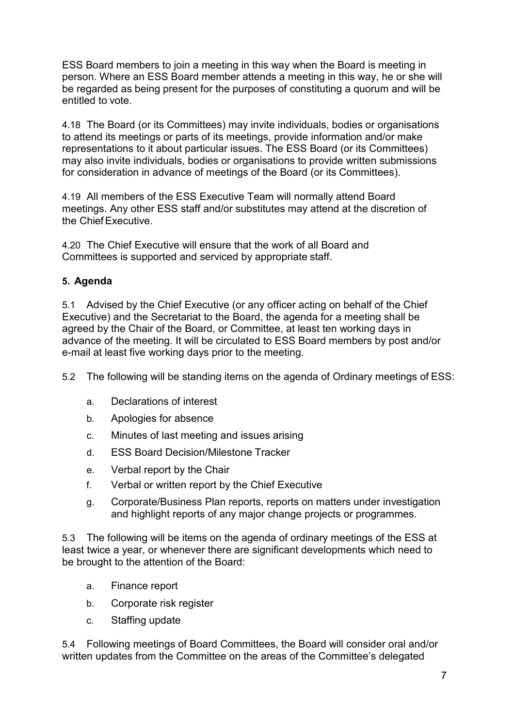ESS Board members to join a meeting in this way when the Board is meeting in person. Where an ESS Board member attends a meeting in this way, he or she will be regarded as being present for the purposes of constituting a quorum and will be entitled to vote.

4.18 The Board (or its Committees) may invite individuals, bodies or organisations to attend its meetings or parts of its meetings, provide information and/or make representations to it about particular issues. The ESS Board (or its Committees) may also invite individuals, bodies or organisations to provide written submissions for consideration in advance of meetings of the Board (or its Committees).

4.19 All members of the ESS Executive Team will normally attend Board meetings. Any other ESS staff and/or substitutes may attend at the discretion of the Chief Executive.

4.20 The Chief Executive will ensure that the work of all Board and Committees is supported and serviced by appropriate staff.

## 5. Agenda

5.1 Advised by the Chief Executive (or any officer acting on behalf of the Chief Executive) and the Secretariat to the Board, the agenda for a meeting shall be agreed by the Chair of the Board, or Committee, at least ten working days in advance of the meeting. It will be circulated to ESS Board members by post and/or e-mail at least five working days prior to the meeting.

5.2 The following will be standing items on the agenda of Ordinary meetings of ESS:

a. Declarations of interest

b. Apologies for absence

c. Minutes of last meeting and issues arising

d. ESS Board Decision/Milestone Tracker

e. Verbal report by the Chair

f. Verbal or written report by the Chief Executive

g. Corporate/Business Plan reports, reports on matters under investigation and highlight reports of any major change projects or programmes.

5.3 The following will be items on the agenda of ordinary meetings of the ESS at least twice a year, or whenever there are significant developments which need to be brought to the attention of the Board:

a. Finance report

b. Corporate risk register

c. Staffing update

5.4 Following meetings of Board Committees, the Board will consider oral and/or written updates from the Committee on the areas of the Committee's delegated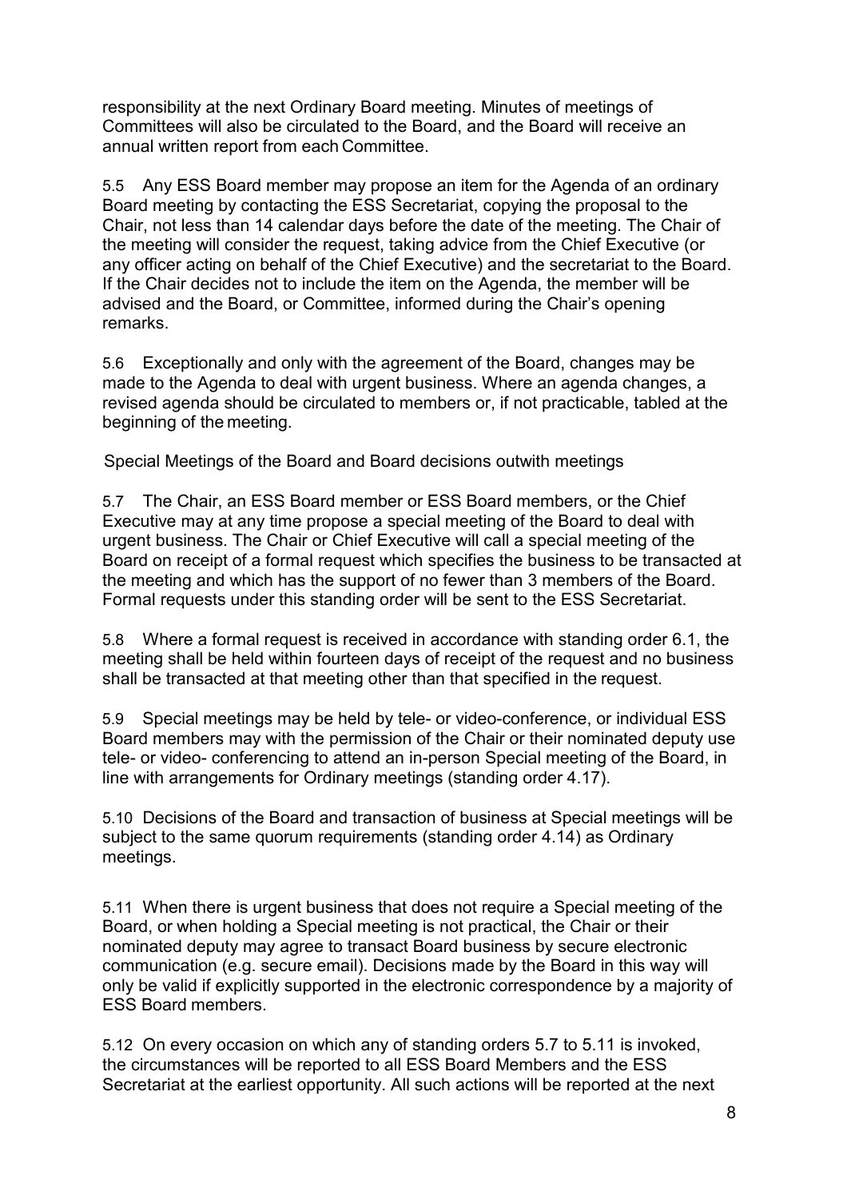responsibility at the next Ordinary Board meeting. Minutes of meetings of Committees will also be circulated to the Board, and the Board will receive an annual written report from each Committee.

5.5 Any ESS Board member may propose an item for the Agenda of an ordinary Board meeting by contacting the ESS Secretariat, copying the proposal to the Chair, not less than 14 calendar days before the date of the meeting. The Chair of the meeting will consider the request, taking advice from the Chief Executive (or any officer acting on behalf of the Chief Executive) and the secretariat to the Board. If the Chair decides not to include the item on the Agenda, the member will be advised and the Board, or Committee, informed during the Chair's opening remarks.

5.6 Exceptionally and only with the agreement of the Board, changes may be made to the Agenda to deal with urgent business. Where an agenda changes, a revised agenda should be circulated to members or, if not practicable, tabled at the beginning of the meeting.

Special Meetings of the Board and Board decisions outwith meetings

5.7 The Chair, an ESS Board member or ESS Board members, or the Chief Executive may at any time propose a special meeting of the Board to deal with urgent business. The Chair or Chief Executive will call a special meeting of the Board on receipt of a formal request which specifies the business to be transacted at the meeting and which has the support of no fewer than 3 members of the Board. Formal requests under this standing order will be sent to the ESS Secretariat.

5.8 Where a formal request is received in accordance with standing order 6.1, the meeting shall be held within fourteen days of receipt of the request and no business shall be transacted at that meeting other than that specified in the request.

5.9 Special meetings may be held by tele- or video-conference, or individual ESS Board members may with the permission of the Chair or their nominated deputy use tele- or video- conferencing to attend an in-person Special meeting of the Board, in line with arrangements for Ordinary meetings (standing order 4.17).

5.10 Decisions of the Board and transaction of business at Special meetings will be subject to the same quorum requirements (standing order 4.14) as Ordinary meetings.

5.11 When there is urgent business that does not require a Special meeting of the Board, or when holding a Special meeting is not practical, the Chair or their nominated deputy may agree to transact Board business by secure electronic communication (e.g. secure email). Decisions made by the Board in this way will only be valid if explicitly supported in the electronic correspondence by a majority of ESS Board members.

5.12 On every occasion on which any of standing orders 5.7 to 5.11 is invoked, the circumstances will be reported to all ESS Board Members and the ESS Secretariat at the earliest opportunity. All such actions will be reported at the next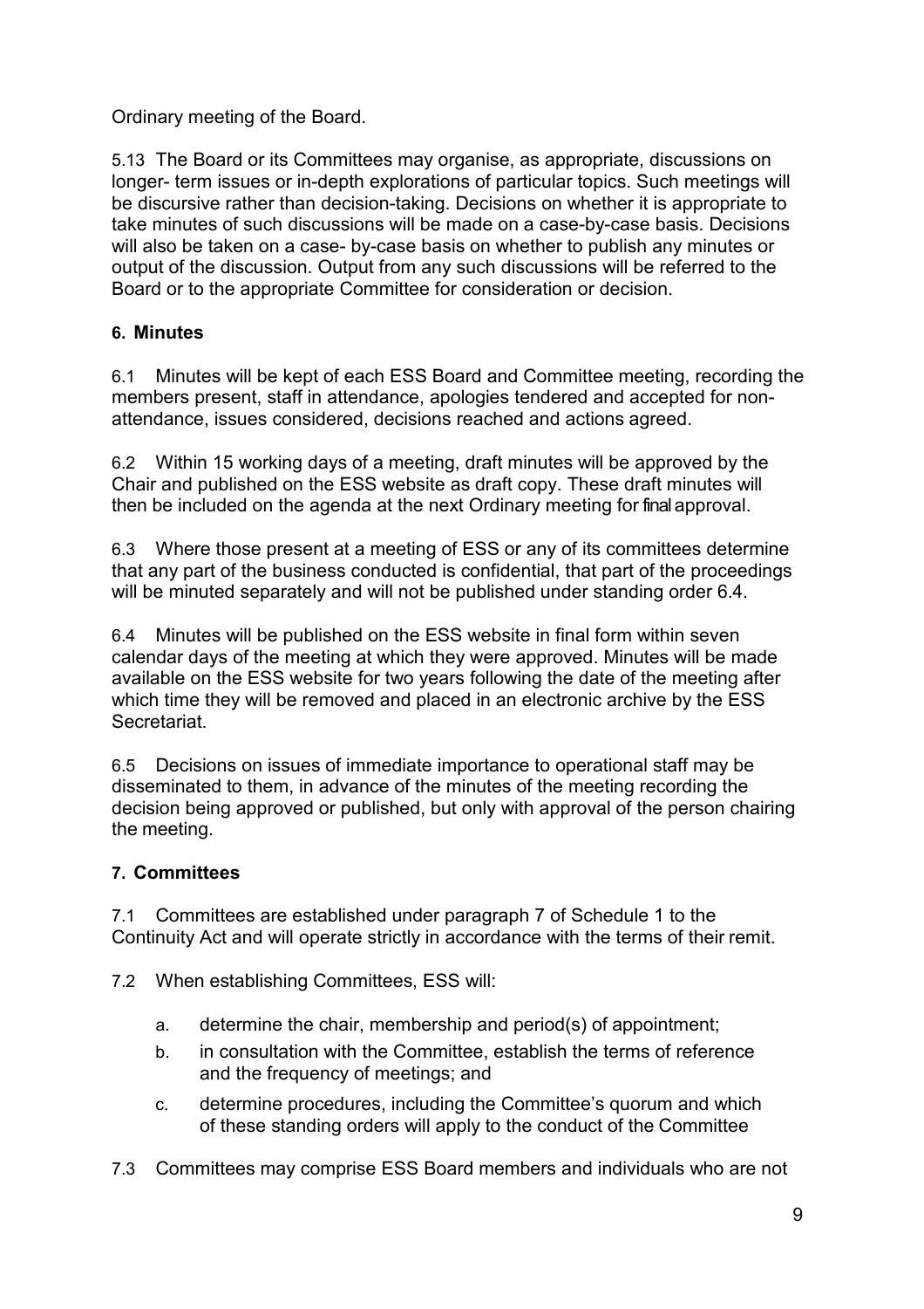Ordinary meeting of the Board.

5.13 The Board or its Committees may organise, as appropriate, discussions on longer- term issues or in-depth explorations of particular topics. Such meetings will be discursive rather than decision-taking. Decisions on whether it is appropriate to take minutes of such discussions will be made on a case-by-case basis. Decisions will also be taken on a case- by-case basis on whether to publish any minutes or output of the discussion. Output from any such discussions will be referred to the Board or to the appropriate Committee for consideration or decision.

## 6. Minutes

6.1 Minutes will be kept of each ESS Board and Committee meeting, recording the members present, staff in attendance, apologies tendered and accepted for non-attendance, issues considered, decisions reached and actions agreed.

6.2 Within 15 working days of a meeting, draft minutes will be approved by the Chair and published on the ESS website as draft copy. These draft minutes will then be included on the agenda at the next Ordinary meeting for final approval.

6.3 Where those present at a meeting of ESS or any of its committees determine that any part of the business conducted is confidential, that part of the proceedings will be minuted separately and will not be published under standing order 6.4.

6.4 Minutes will be published on the ESS website in final form within seven calendar days of the meeting at which they were approved. Minutes will be made available on the ESS website for two years following the date of the meeting after which time they will be removed and placed in an electronic archive by the ESS Secretariat.

6.5 Decisions on issues of immediate importance to operational staff may be disseminated to them, in advance of the minutes of the meeting recording the decision being approved or published, but only with approval of the person chairing the meeting.

## 7. Committees

7.1 Committees are established under paragraph 7 of Schedule 1 to the Continuity Act and will operate strictly in accordance with the terms of their remit.

7.2 When establishing Committees, ESS will:

a. determine the chair, membership and period(s) of appointment;

b. in consultation with the Committee, establish the terms of reference and the frequency of meetings; and

c. determine procedures, including the Committee's quorum and which of these standing orders will apply to the conduct of the Committee

7.3 Committees may comprise ESS Board members and individuals who are not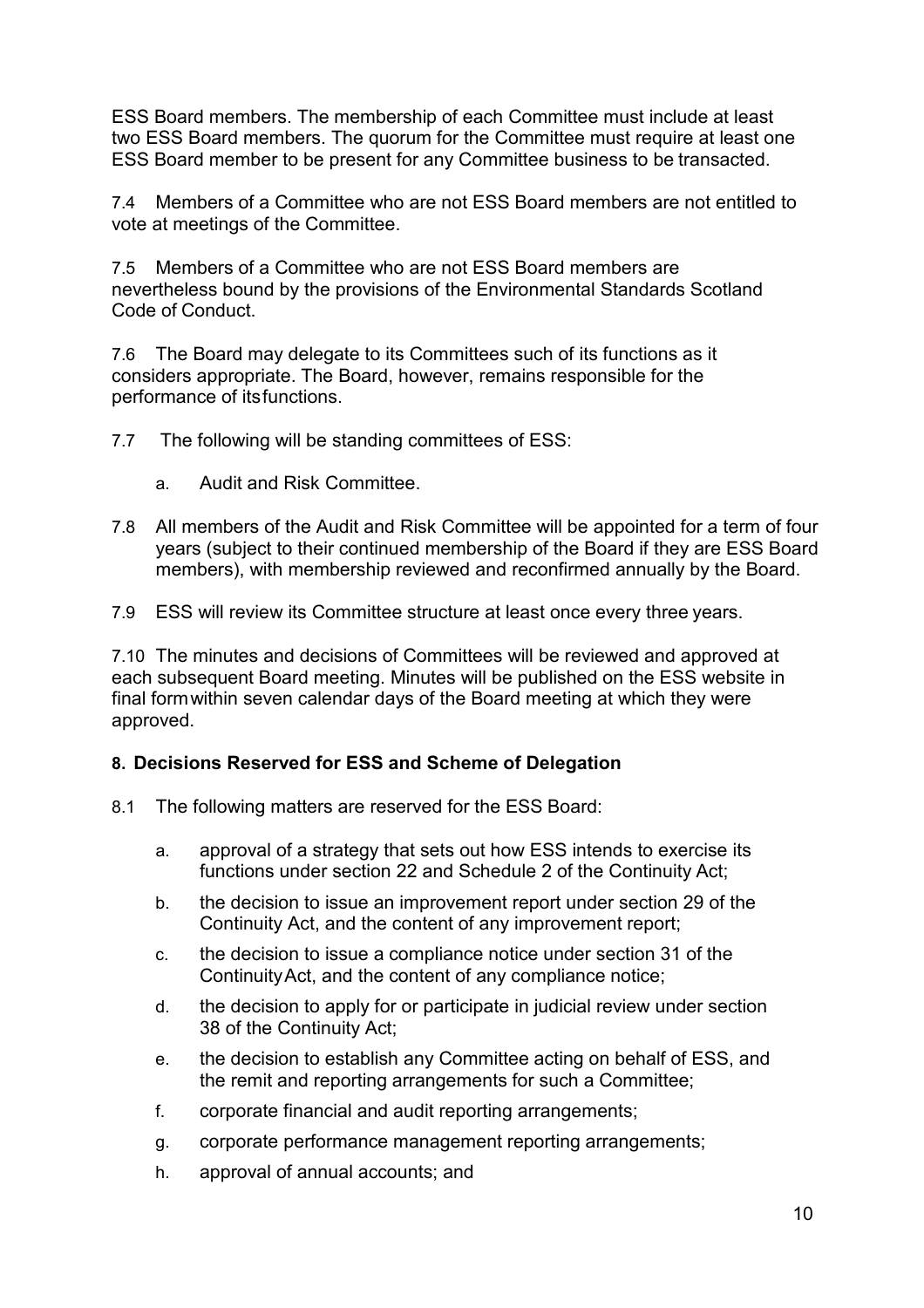ESS Board members. The membership of each Committee must include at least two ESS Board members. The quorum for the Committee must require at least one ESS Board member to be present for any Committee business to be transacted.

7.4 Members of a Committee who are not ESS Board members are not entitled to vote at meetings of the Committee.

7.5 Members of a Committee who are not ESS Board members are nevertheless bound by the provisions of the Environmental Standards Scotland Code of Conduct.

7.6 The Board may delegate to its Committees such of its functions as it considers appropriate. The Board, however, remains responsible for the performance of its functions.

7.7 The following will be standing committees of ESS:

a. Audit and Risk Committee.

7.8 All members of the Audit and Risk Committee will be appointed for a term of four years (subject to their continued membership of the Board if they are ESS Board members), with membership reviewed and reconfirmed annually by the Board.

7.9 ESS will review its Committee structure at least once every three years.

7.10 The minutes and decisions of Committees will be reviewed and approved at each subsequent Board meeting. Minutes will be published on the ESS website in final form within seven calendar days of the Board meeting at which they were approved.

**8. Decisions Reserved for ESS and Scheme of Delegation**

8.1 The following matters are reserved for the ESS Board:

a. approval of a strategy that sets out how ESS intends to exercise its functions under section 22 and Schedule 2 of the Continuity Act;

b. the decision to issue an improvement report under section 29 of the Continuity Act, and the content of any improvement report;

c. the decision to issue a compliance notice under section 31 of the Continuity Act, and the content of any compliance notice;

d. the decision to apply for or participate in judicial review under section 38 of the Continuity Act;

e. the decision to establish any Committee acting on behalf of ESS, and the remit and reporting arrangements for such a Committee;

f. corporate financial and audit reporting arrangements;

g. corporate performance management reporting arrangements;

h. approval of annual accounts; and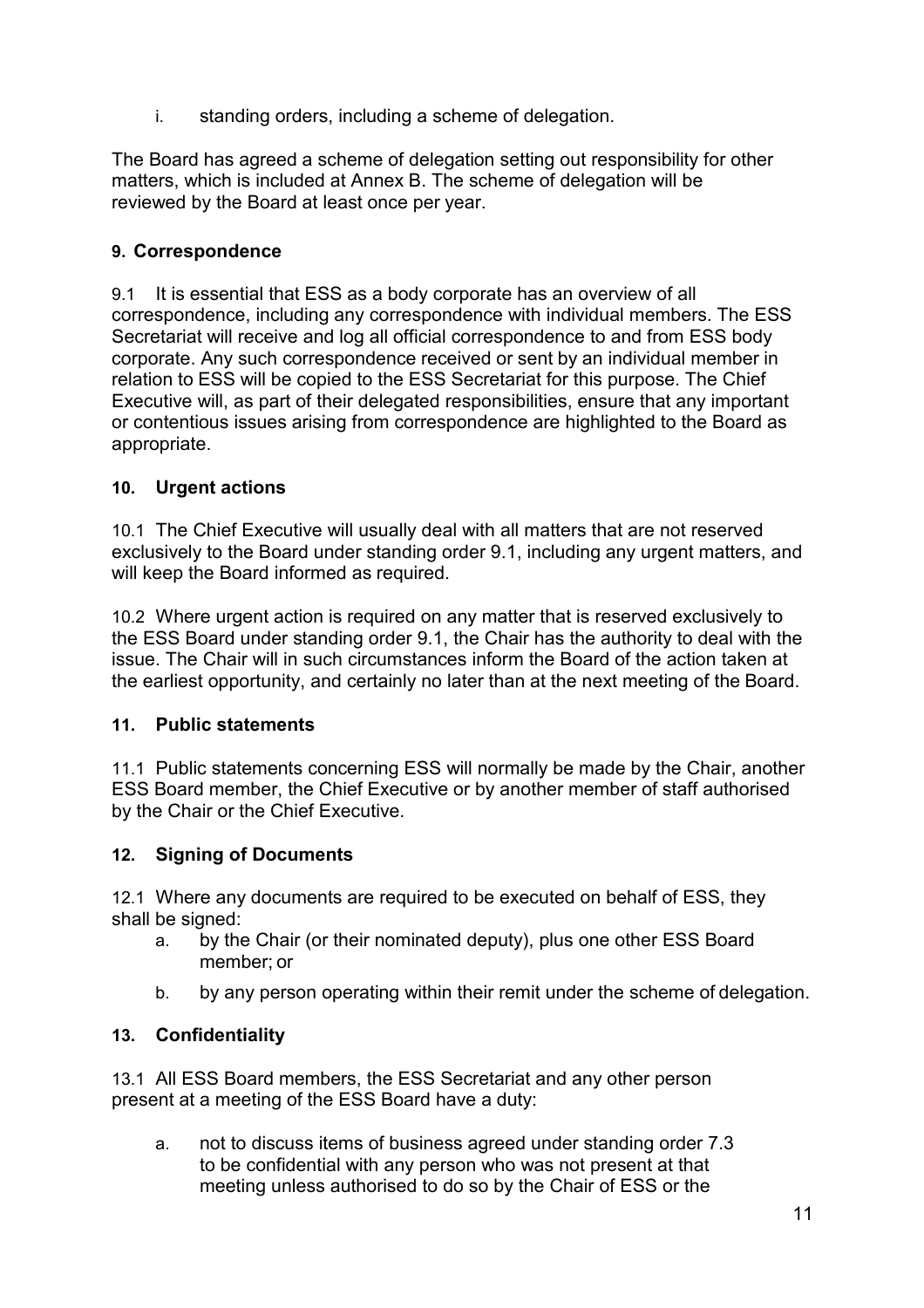i. standing orders, including a scheme of delegation.

The Board has agreed a scheme of delegation setting out responsibility for other matters, which is included at Annex B. The scheme of delegation will be reviewed by the Board at least once per year.

## 9. Correspondence

9.1 It is essential that ESS as a body corporate has an overview of all correspondence, including any correspondence with individual members. The ESS Secretariat will receive and log all official correspondence to and from ESS body corporate. Any such correspondence received or sent by an individual member in relation to ESS will be copied to the ESS Secretariat for this purpose. The Chief Executive will, as part of their delegated responsibilities, ensure that any important or contentious issues arising from correspondence are highlighted to the Board as appropriate.

## 10. Urgent actions

10.1 The Chief Executive will usually deal with all matters that are not reserved exclusively to the Board under standing order 9.1, including any urgent matters, and will keep the Board informed as required.

10.2 Where urgent action is required on any matter that is reserved exclusively to the ESS Board under standing order 9.1, the Chair has the authority to deal with the issue. The Chair will in such circumstances inform the Board of the action taken at the earliest opportunity, and certainly no later than at the next meeting of the Board.

## 11. Public statements

11.1 Public statements concerning ESS will normally be made by the Chair, another ESS Board member, the Chief Executive or by another member of staff authorised by the Chair or the Chief Executive.

## 12. Signing of Documents

12.1 Where any documents are required to be executed on behalf of ESS, they shall be signed:

a. by the Chair (or their nominated deputy), plus one other ESS Board member; or

b. by any person operating within their remit under the scheme of delegation.

## 13. Confidentiality

13.1 All ESS Board members, the ESS Secretariat and any other person present at a meeting of the ESS Board have a duty:

a. not to discuss items of business agreed under standing order 7.3 to be confidential with any person who was not present at that meeting unless authorised to do so by the Chair of ESS or the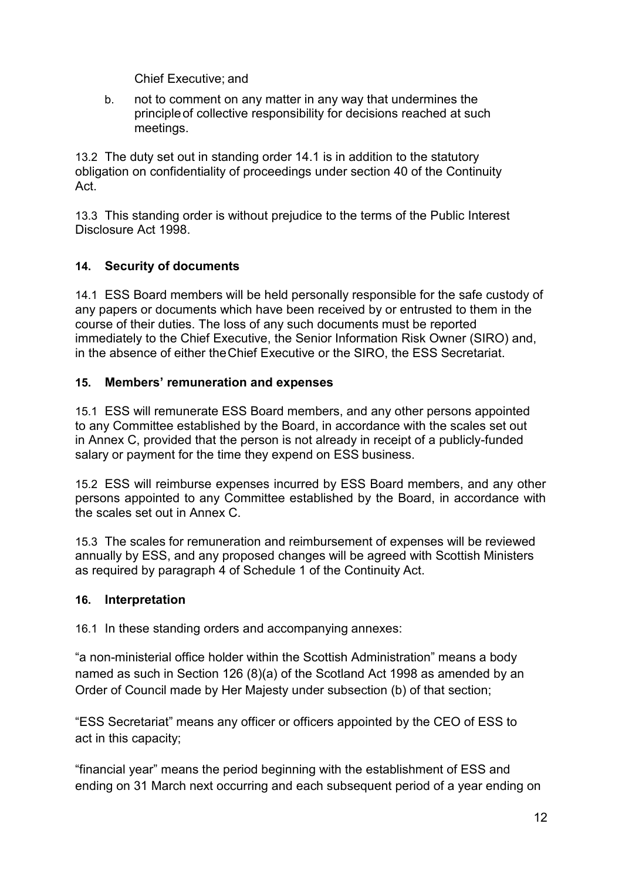Chief Executive; and

b. not to comment on any matter in any way that undermines the principle of collective responsibility for decisions reached at such meetings.

13.2 The duty set out in standing order 14.1 is in addition to the statutory obligation on confidentiality of proceedings under section 40 of the Continuity Act.

13.3 This standing order is without prejudice to the terms of the Public Interest Disclosure Act 1998.

## 14. Security of documents

14.1 ESS Board members will be held personally responsible for the safe custody of any papers or documents which have been received by or entrusted to them in the course of their duties. The loss of any such documents must be reported immediately to the Chief Executive, the Senior Information Risk Owner (SIRO) and, in the absence of either the Chief Executive or the SIRO, the ESS Secretariat.

## 15. Members' remuneration and expenses

15.1 ESS will remunerate ESS Board members, and any other persons appointed to any Committee established by the Board, in accordance with the scales set out in Annex C, provided that the person is not already in receipt of a publicly-funded salary or payment for the time they expend on ESS business.

15.2 ESS will reimburse expenses incurred by ESS Board members, and any other persons appointed to any Committee established by the Board, in accordance with the scales set out in Annex C.

15.3 The scales for remuneration and reimbursement of expenses will be reviewed annually by ESS, and any proposed changes will be agreed with Scottish Ministers as required by paragraph 4 of Schedule 1 of the Continuity Act.

## 16. Interpretation

16.1 In these standing orders and accompanying annexes:

"a non-ministerial office holder within the Scottish Administration" means a body named as such in Section 126 (8)(a) of the Scotland Act 1998 as amended by an Order of Council made by Her Majesty under subsection (b) of that section;

"ESS Secretariat" means any officer or officers appointed by the CEO of ESS to act in this capacity;

"financial year" means the period beginning with the establishment of ESS and ending on 31 March next occurring and each subsequent period of a year ending on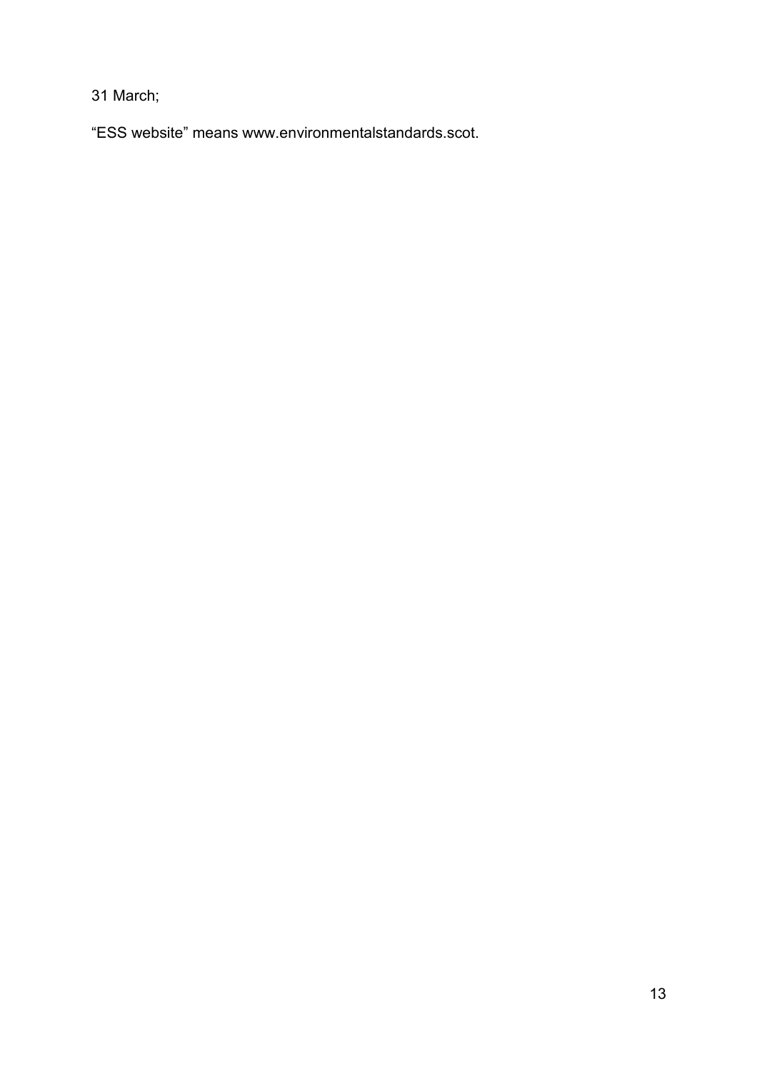31 March;

“ESS website” means www.environmentalstandards.scot.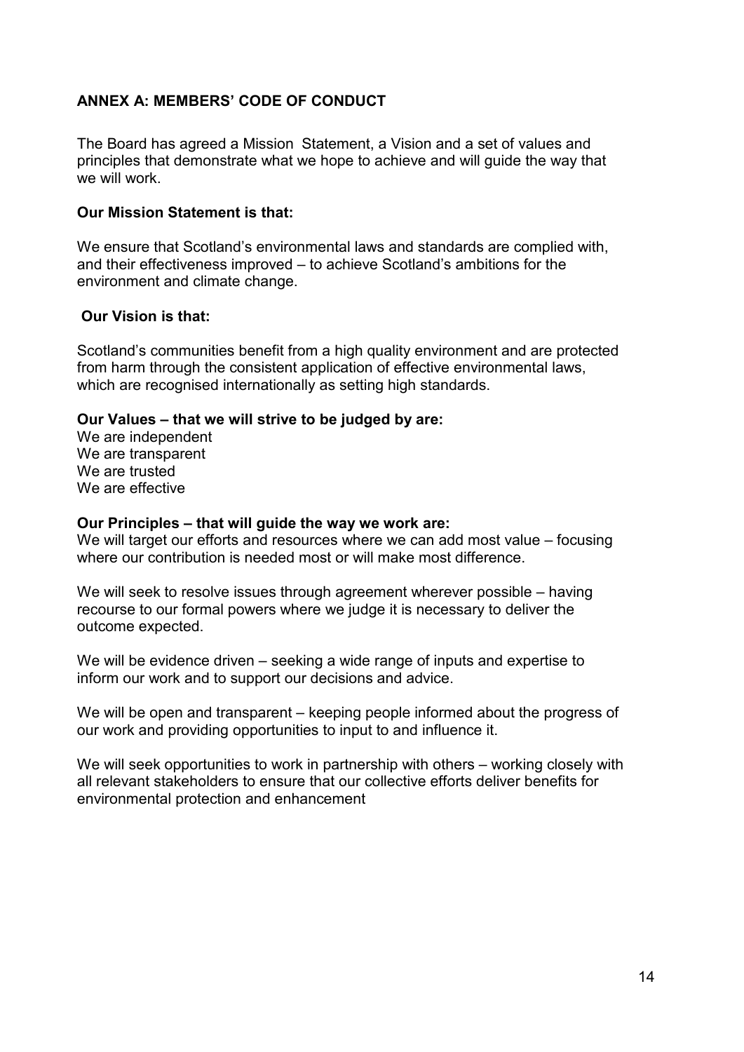## ANNEX A: MEMBERS' CODE OF CONDUCT

The Board has agreed a Mission Statement, a Vision and a set of values and principles that demonstrate what we hope to achieve and will guide the way that we will work.

**Our Mission Statement is that:**

We ensure that Scotland's environmental laws and standards are complied with, and their effectiveness improved – to achieve Scotland's ambitions for the environment and climate change.

**Our Vision is that:**

Scotland's communities benefit from a high quality environment and are protected from harm through the consistent application of effective environmental laws, which are recognised internationally as setting high standards.

**Our Values – that we will strive to be judged by are:**
We are independent
We are transparent
We are trusted
We are effective

**Our Principles – that will guide the way we work are:**
We will target our efforts and resources where we can add most value – focusing where our contribution is needed most or will make most difference.

We will seek to resolve issues through agreement wherever possible – having recourse to our formal powers where we judge it is necessary to deliver the outcome expected.

We will be evidence driven – seeking a wide range of inputs and expertise to inform our work and to support our decisions and advice.

We will be open and transparent – keeping people informed about the progress of our work and providing opportunities to input to and influence it.

We will seek opportunities to work in partnership with others – working closely with all relevant stakeholders to ensure that our collective efforts deliver benefits for environmental protection and enhancement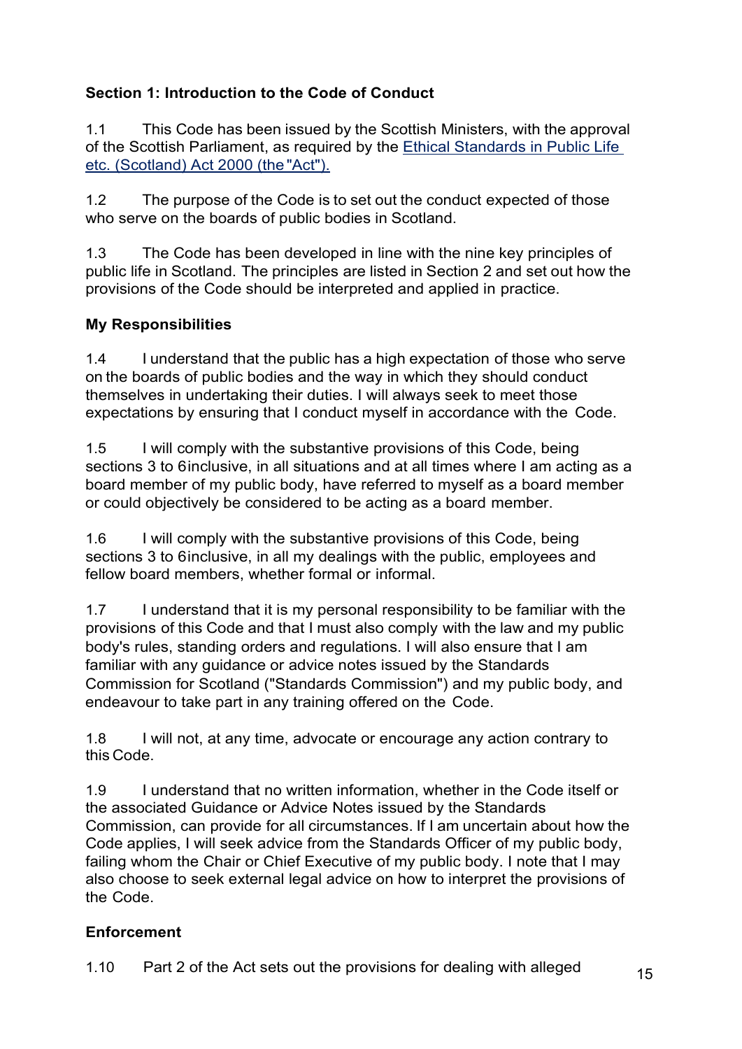## Section 1: Introduction to the Code of Conduct

1.1 This Code has been issued by the Scottish Ministers, with the approval of the Scottish Parliament, as required by the Ethical Standards in Public Life etc. (Scotland) Act 2000 (the "Act").

1.2 The purpose of the Code is to set out the conduct expected of those who serve on the boards of public bodies in Scotland.

1.3 The Code has been developed in line with the nine key principles of public life in Scotland. The principles are listed in Section 2 and set out how the provisions of the Code should be interpreted and applied in practice.

### My Responsibilities

1.4 I understand that the public has a high expectation of those who serve on the boards of public bodies and the way in which they should conduct themselves in undertaking their duties. I will always seek to meet those expectations by ensuring that I conduct myself in accordance with the Code.

1.5 I will comply with the substantive provisions of this Code, being sections 3 to 6 inclusive, in all situations and at all times where I am acting as a board member of my public body, have referred to myself as a board member or could objectively be considered to be acting as a board member.

1.6 I will comply with the substantive provisions of this Code, being sections 3 to 6 inclusive, in all my dealings with the public, employees and fellow board members, whether formal or informal.

1.7 I understand that it is my personal responsibility to be familiar with the provisions of this Code and that I must also comply with the law and my public body's rules, standing orders and regulations. I will also ensure that I am familiar with any guidance or advice notes issued by the Standards Commission for Scotland ("Standards Commission") and my public body, and endeavour to take part in any training offered on the Code.

1.8 I will not, at any time, advocate or encourage any action contrary to this Code.

1.9 I understand that no written information, whether in the Code itself or the associated Guidance or Advice Notes issued by the Standards Commission, can provide for all circumstances. If I am uncertain about how the Code applies, I will seek advice from the Standards Officer of my public body, failing whom the Chair or Chief Executive of my public body. I note that I may also choose to seek external legal advice on how to interpret the provisions of the Code.

### Enforcement

1.10 Part 2 of the Act sets out the provisions for dealing with alleged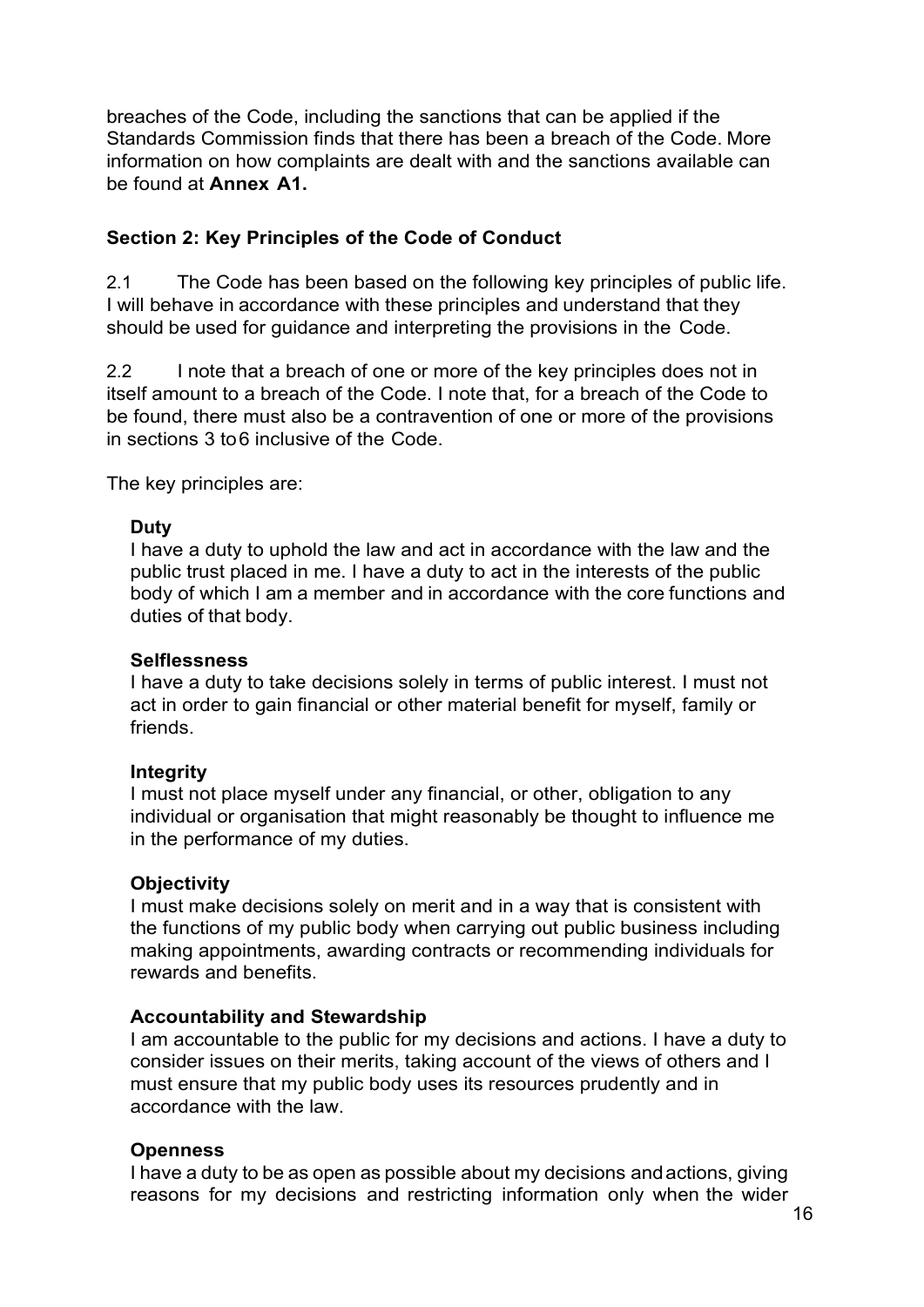breaches of the Code, including the sanctions that can be applied if the Standards Commission finds that there has been a breach of the Code. More information on how complaints are dealt with and the sanctions available can be found at **Annex A1.**

### Section 2: Key Principles of the Code of Conduct

2.1 The Code has been based on the following key principles of public life. I will behave in accordance with these principles and understand that they should be used for guidance and interpreting the provisions in the Code.

2.2 I note that a breach of one or more of the key principles does not in itself amount to a breach of the Code. I note that, for a breach of the Code to be found, there must also be a contravention of one or more of the provisions in sections 3 to 6 inclusive of the Code.

The key principles are:

**Duty**
I have a duty to uphold the law and act in accordance with the law and the public trust placed in me. I have a duty to act in the interests of the public body of which I am a member and in accordance with the core functions and duties of that body.

**Selflessness**
I have a duty to take decisions solely in terms of public interest. I must not act in order to gain financial or other material benefit for myself, family or friends.

**Integrity**
I must not place myself under any financial, or other, obligation to any individual or organisation that might reasonably be thought to influence me in the performance of my duties.

**Objectivity**
I must make decisions solely on merit and in a way that is consistent with the functions of my public body when carrying out public business including making appointments, awarding contracts or recommending individuals for rewards and benefits.

**Accountability and Stewardship**
I am accountable to the public for my decisions and actions. I have a duty to consider issues on their merits, taking account of the views of others and I must ensure that my public body uses its resources prudently and in accordance with the law.

**Openness**
I have a duty to be as open as possible about my decisions and actions, giving reasons for my decisions and restricting information only when the wider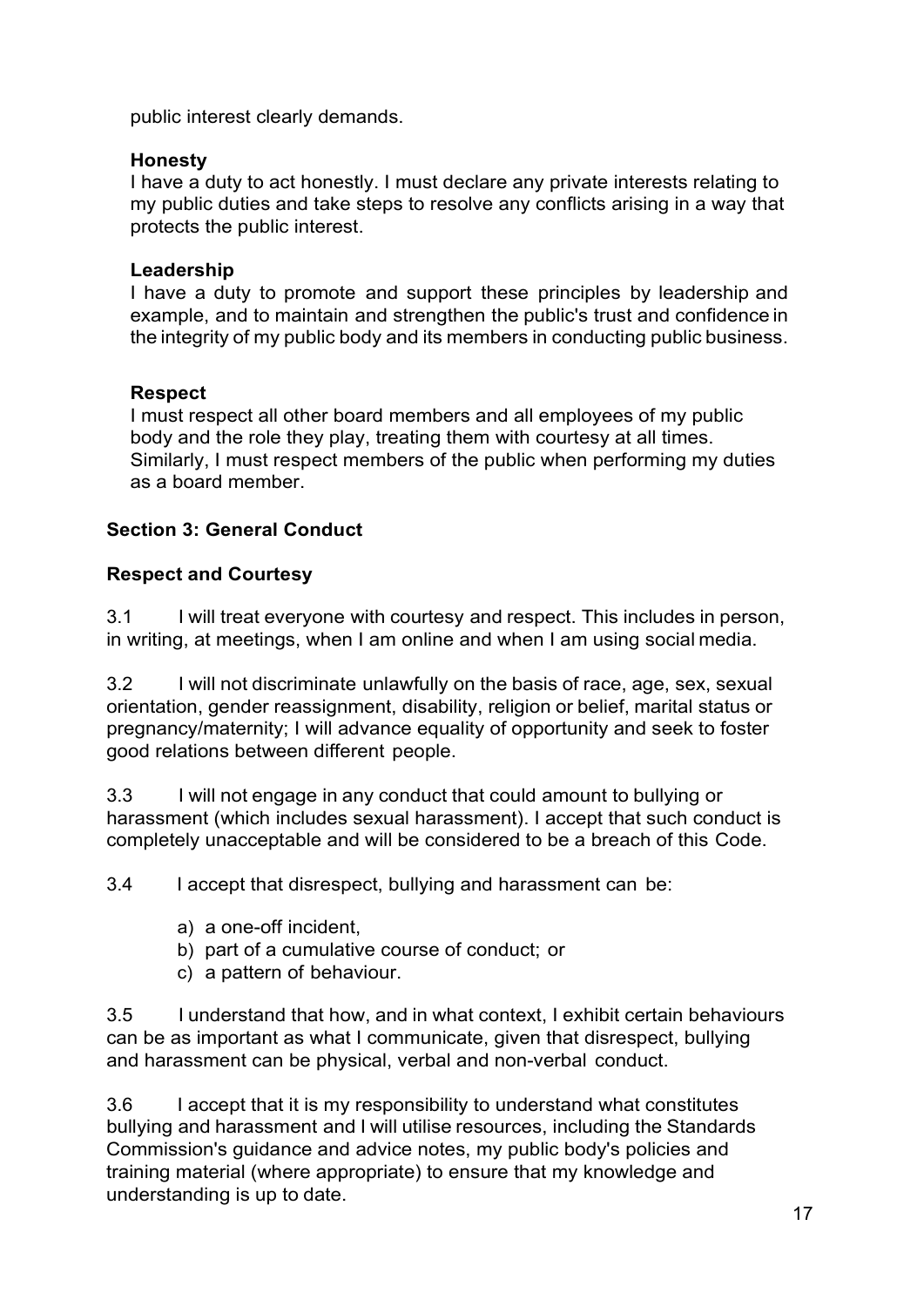public interest clearly demands.

**Honesty**

I have a duty to act honestly. I must declare any private interests relating to my public duties and take steps to resolve any conflicts arising in a way that protects the public interest.

**Leadership**

I have a duty to promote and support these principles by leadership and example, and to maintain and strengthen the public's trust and confidence in the integrity of my public body and its members in conducting public business.

**Respect**

I must respect all other board members and all employees of my public body and the role they play, treating them with courtesy at all times. Similarly, I must respect members of the public when performing my duties as a board member.

## Section 3: General Conduct

### Respect and Courtesy

3.1 I will treat everyone with courtesy and respect. This includes in person, in writing, at meetings, when I am online and when I am using social media.

3.2 I will not discriminate unlawfully on the basis of race, age, sex, sexual orientation, gender reassignment, disability, religion or belief, marital status or pregnancy/maternity; I will advance equality of opportunity and seek to foster good relations between different people.

3.3 I will not engage in any conduct that could amount to bullying or harassment (which includes sexual harassment). I accept that such conduct is completely unacceptable and will be considered to be a breach of this Code.

3.4 I accept that disrespect, bullying and harassment can be:

a) a one-off incident,
b) part of a cumulative course of conduct; or
c) a pattern of behaviour.

3.5 I understand that how, and in what context, I exhibit certain behaviours can be as important as what I communicate, given that disrespect, bullying and harassment can be physical, verbal and non-verbal conduct.

3.6 I accept that it is my responsibility to understand what constitutes bullying and harassment and I will utilise resources, including the Standards Commission's guidance and advice notes, my public body's policies and training material (where appropriate) to ensure that my knowledge and understanding is up to date.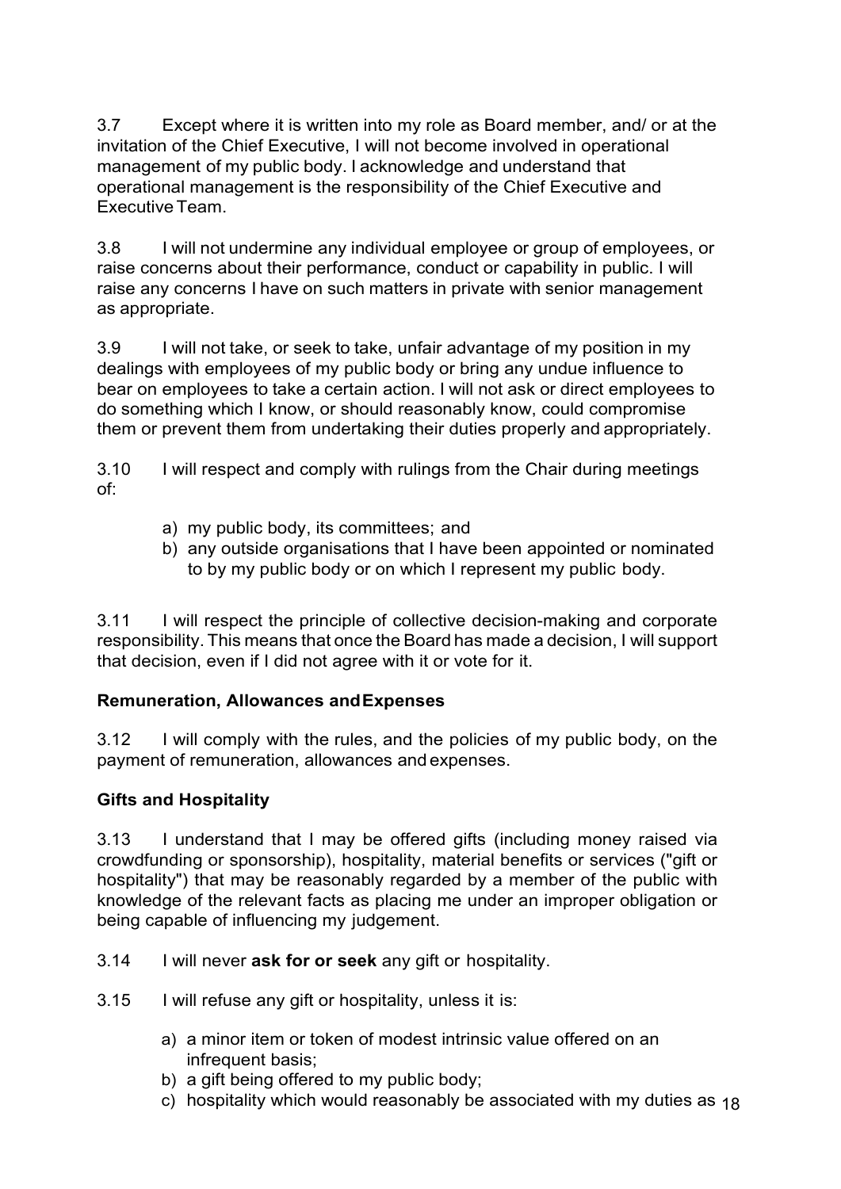3.7 Except where it is written into my role as Board member, and/ or at the invitation of the Chief Executive, I will not become involved in operational management of my public body. I acknowledge and understand that operational management is the responsibility of the Chief Executive and Executive Team.

3.8 I will not undermine any individual employee or group of employees, or raise concerns about their performance, conduct or capability in public. I will raise any concerns I have on such matters in private with senior management as appropriate.

3.9 I will not take, or seek to take, unfair advantage of my position in my dealings with employees of my public body or bring any undue influence to bear on employees to take a certain action. I will not ask or direct employees to do something which I know, or should reasonably know, could compromise them or prevent them from undertaking their duties properly and appropriately.

3.10 I will respect and comply with rulings from the Chair during meetings of:

a) my public body, its committees; and
b) any outside organisations that I have been appointed or nominated to by my public body or on which I represent my public body.

3.11 I will respect the principle of collective decision-making and corporate responsibility. This means that once the Board has made a decision, I will support that decision, even if I did not agree with it or vote for it.

**Remuneration, Allowances and Expenses**

3.12 I will comply with the rules, and the policies of my public body, on the payment of remuneration, allowances and expenses.

**Gifts and Hospitality**

3.13 I understand that I may be offered gifts (including money raised via crowdfunding or sponsorship), hospitality, material benefits or services ("gift or hospitality") that may be reasonably regarded by a member of the public with knowledge of the relevant facts as placing me under an improper obligation or being capable of influencing my judgement.

3.14 I will never **ask for or seek** any gift or hospitality.

3.15 I will refuse any gift or hospitality, unless it is:

a) a minor item or token of modest intrinsic value offered on an infrequent basis;
b) a gift being offered to my public body;
c) hospitality which would reasonably be associated with my duties as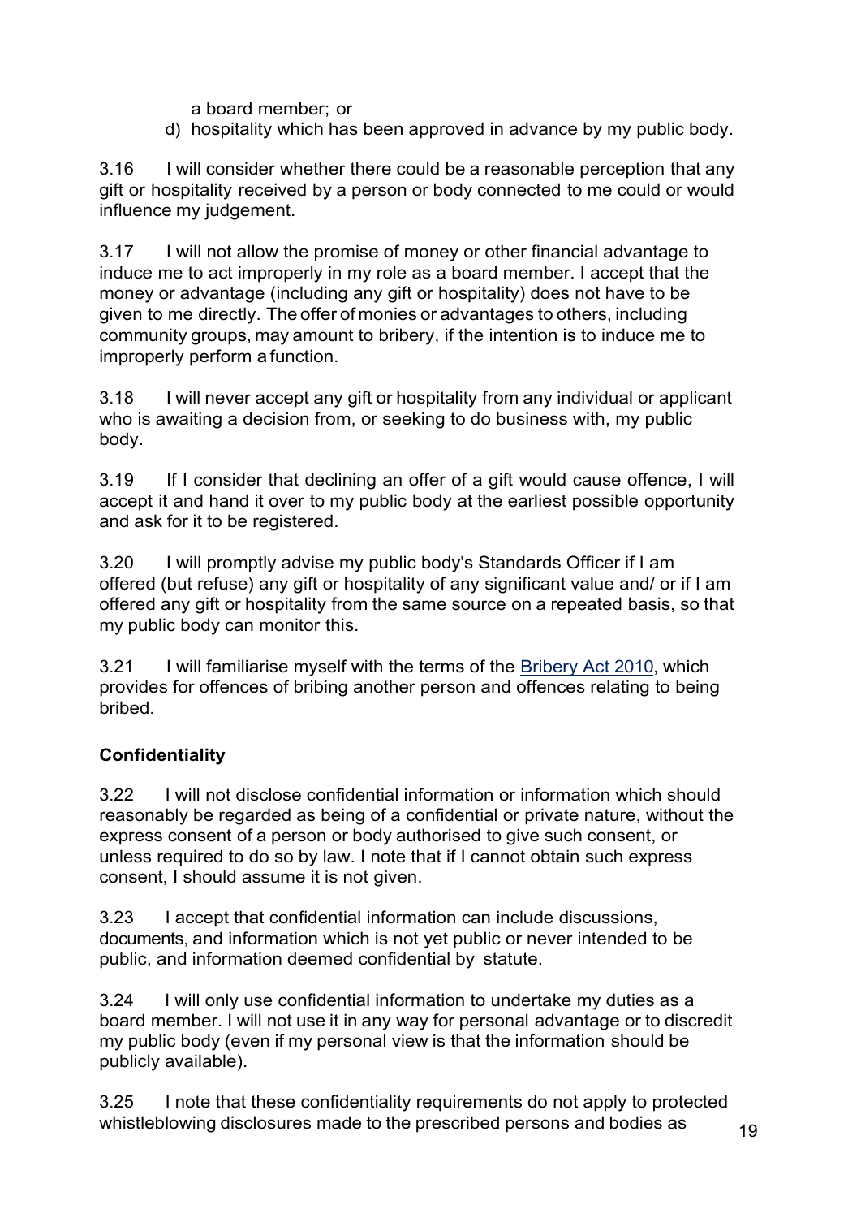a board member; or

d) hospitality which has been approved in advance by my public body.

3.16 I will consider whether there could be a reasonable perception that any gift or hospitality received by a person or body connected to me could or would influence my judgement.

3.17 I will not allow the promise of money or other financial advantage to induce me to act improperly in my role as a board member. I accept that the money or advantage (including any gift or hospitality) does not have to be given to me directly. The offer of monies or advantages to others, including community groups, may amount to bribery, if the intention is to induce me to improperly perform a function.

3.18 I will never accept any gift or hospitality from any individual or applicant who is awaiting a decision from, or seeking to do business with, my public body.

3.19 If I consider that declining an offer of a gift would cause offence, I will accept it and hand it over to my public body at the earliest possible opportunity and ask for it to be registered.

3.20 I will promptly advise my public body's Standards Officer if I am offered (but refuse) any gift or hospitality of any significant value and/ or if I am offered any gift or hospitality from the same source on a repeated basis, so that my public body can monitor this.

3.21 I will familiarise myself with the terms of the Bribery Act 2010, which provides for offences of bribing another person and offences relating to being bribed.

**Confidentiality**

3.22 I will not disclose confidential information or information which should reasonably be regarded as being of a confidential or private nature, without the express consent of a person or body authorised to give such consent, or unless required to do so by law. I note that if I cannot obtain such express consent, I should assume it is not given.

3.23 I accept that confidential information can include discussions, documents, and information which is not yet public or never intended to be public, and information deemed confidential by statute.

3.24 I will only use confidential information to undertake my duties as a board member. I will not use it in any way for personal advantage or to discredit my public body (even if my personal view is that the information should be publicly available).

3.25 I note that these confidentiality requirements do not apply to protected whistleblowing disclosures made to the prescribed persons and bodies as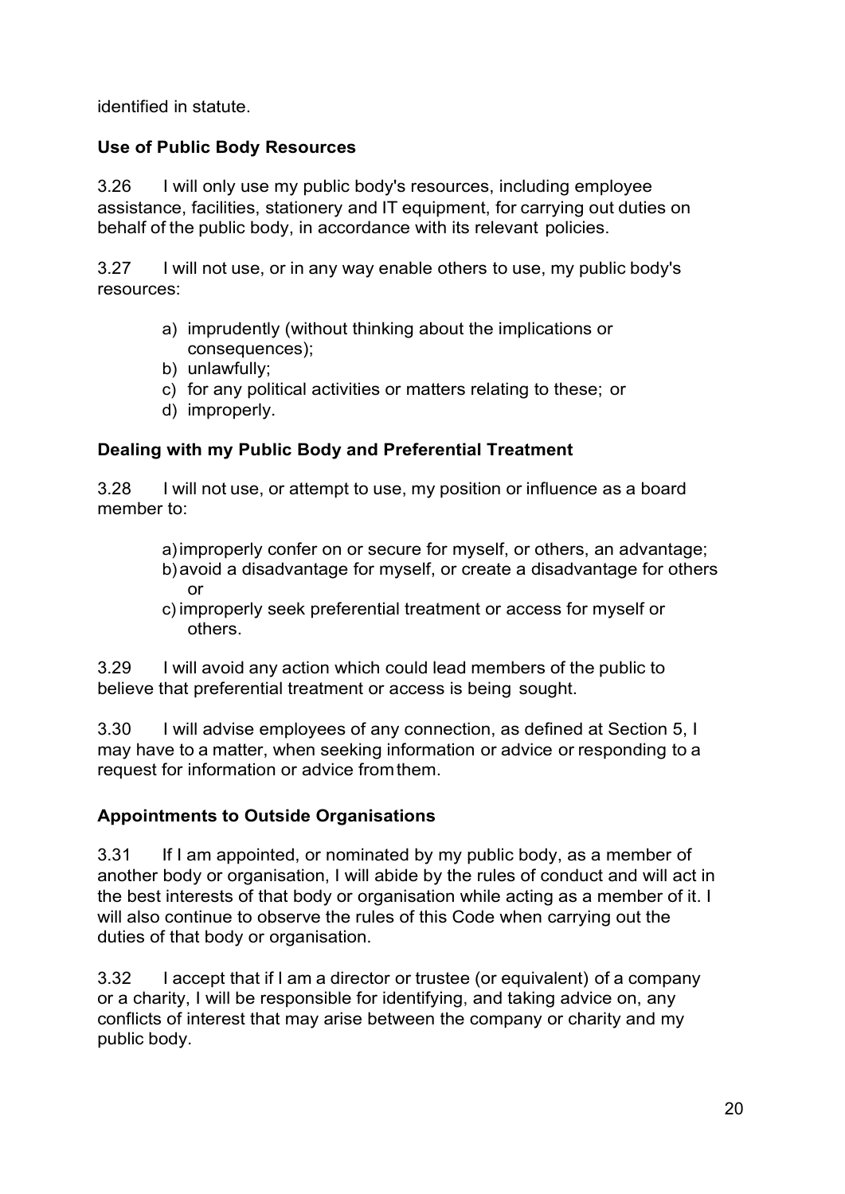identified in statute.

**Use of Public Body Resources**

3.26 I will only use my public body's resources, including employee assistance, facilities, stationery and IT equipment, for carrying out duties on behalf of the public body, in accordance with its relevant policies.

3.27 I will not use, or in any way enable others to use, my public body's resources:

a) imprudently (without thinking about the implications or consequences);
b) unlawfully;
c) for any political activities or matters relating to these; or
d) improperly.

**Dealing with my Public Body and Preferential Treatment**

3.28 I will not use, or attempt to use, my position or influence as a board member to:

a) improperly confer on or secure for myself, or others, an advantage;
b) avoid a disadvantage for myself, or create a disadvantage for others or
c) improperly seek preferential treatment or access for myself or others.

3.29 I will avoid any action which could lead members of the public to believe that preferential treatment or access is being sought.

3.30 I will advise employees of any connection, as defined at Section 5, I may have to a matter, when seeking information or advice or responding to a request for information or advice from them.

**Appointments to Outside Organisations**

3.31 If I am appointed, or nominated by my public body, as a member of another body or organisation, I will abide by the rules of conduct and will act in the best interests of that body or organisation while acting as a member of it. I will also continue to observe the rules of this Code when carrying out the duties of that body or organisation.

3.32 I accept that if I am a director or trustee (or equivalent) of a company or a charity, I will be responsible for identifying, and taking advice on, any conflicts of interest that may arise between the company or charity and my public body.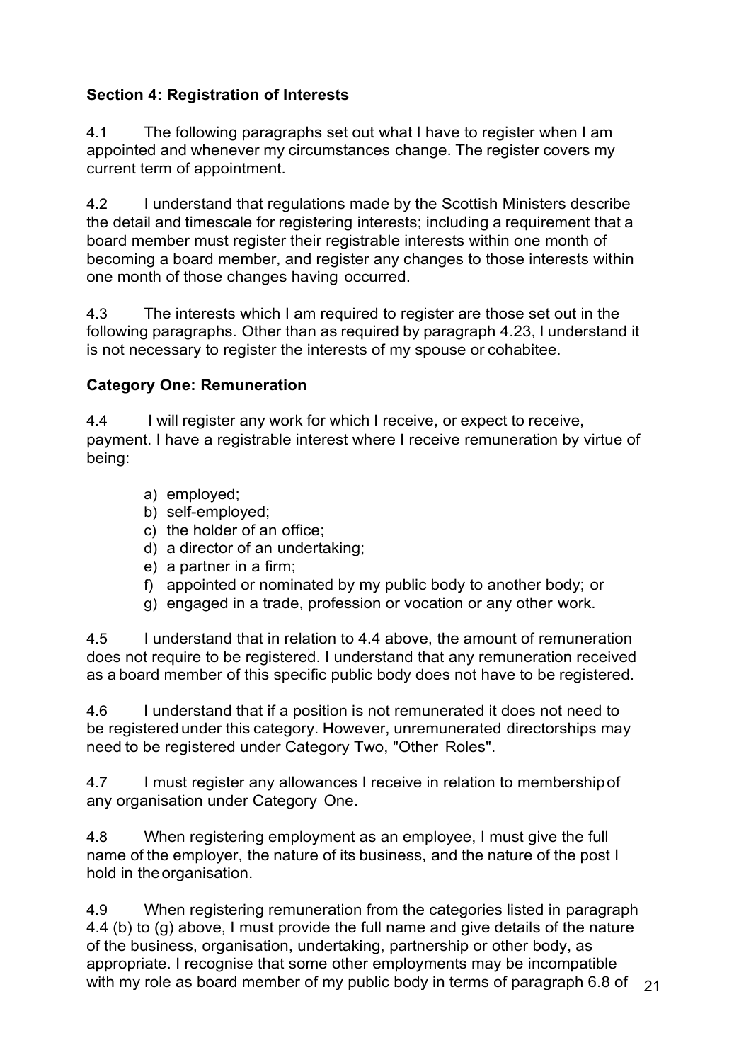### Section 4: Registration of Interests

4.1 The following paragraphs set out what I have to register when I am appointed and whenever my circumstances change. The register covers my current term of appointment.

4.2 I understand that regulations made by the Scottish Ministers describe the detail and timescale for registering interests; including a requirement that a board member must register their registrable interests within one month of becoming a board member, and register any changes to those interests within one month of those changes having occurred.

4.3 The interests which I am required to register are those set out in the following paragraphs. Other than as required by paragraph 4.23, I understand it is not necessary to register the interests of my spouse or cohabitee.

### Category One: Remuneration

4.4 I will register any work for which I receive, or expect to receive, payment. I have a registrable interest where I receive remuneration by virtue of being:

a) employed;
b) self-employed;
c) the holder of an office;
d) a director of an undertaking;
e) a partner in a firm;
f) appointed or nominated by my public body to another body; or
g) engaged in a trade, profession or vocation or any other work.

4.5 I understand that in relation to 4.4 above, the amount of remuneration does not require to be registered. I understand that any remuneration received as a board member of this specific public body does not have to be registered.

4.6 I understand that if a position is not remunerated it does not need to be registered under this category. However, unremunerated directorships may need to be registered under Category Two, "Other Roles".

4.7 I must register any allowances I receive in relation to membership of any organisation under Category One.

4.8 When registering employment as an employee, I must give the full name of the employer, the nature of its business, and the nature of the post I hold in the organisation.

4.9 When registering remuneration from the categories listed in paragraph 4.4 (b) to (g) above, I must provide the full name and give details of the nature of the business, organisation, undertaking, partnership or other body, as appropriate. I recognise that some other employments may be incompatible with my role as board member of my public body in terms of paragraph 6.8 of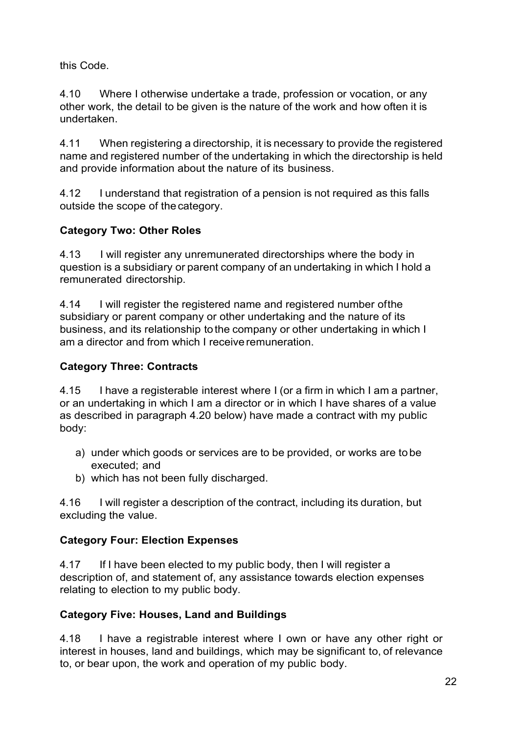this Code.

4.10 Where I otherwise undertake a trade, profession or vocation, or any other work, the detail to be given is the nature of the work and how often it is undertaken.

4.11 When registering a directorship, it is necessary to provide the registered name and registered number of the undertaking in which the directorship is held and provide information about the nature of its business.

4.12 I understand that registration of a pension is not required as this falls outside the scope of the category.

**Category Two: Other Roles**

4.13 I will register any unremunerated directorships where the body in question is a subsidiary or parent company of an undertaking in which I hold a remunerated directorship.

4.14 I will register the registered name and registered number of the subsidiary or parent company or other undertaking and the nature of its business, and its relationship to the company or other undertaking in which I am a director and from which I receive remuneration.

**Category Three: Contracts**

4.15 I have a registerable interest where I (or a firm in which I am a partner, or an undertaking in which I am a director or in which I have shares of a value as described in paragraph 4.20 below) have made a contract with my public body:

a) under which goods or services are to be provided, or works are to be executed; and
b) which has not been fully discharged.

4.16 I will register a description of the contract, including its duration, but excluding the value.

**Category Four: Election Expenses**

4.17 If I have been elected to my public body, then I will register a description of, and statement of, any assistance towards election expenses relating to election to my public body.

**Category Five: Houses, Land and Buildings**

4.18 I have a registrable interest where I own or have any other right or interest in houses, land and buildings, which may be significant to, of relevance to, or bear upon, the work and operation of my public body.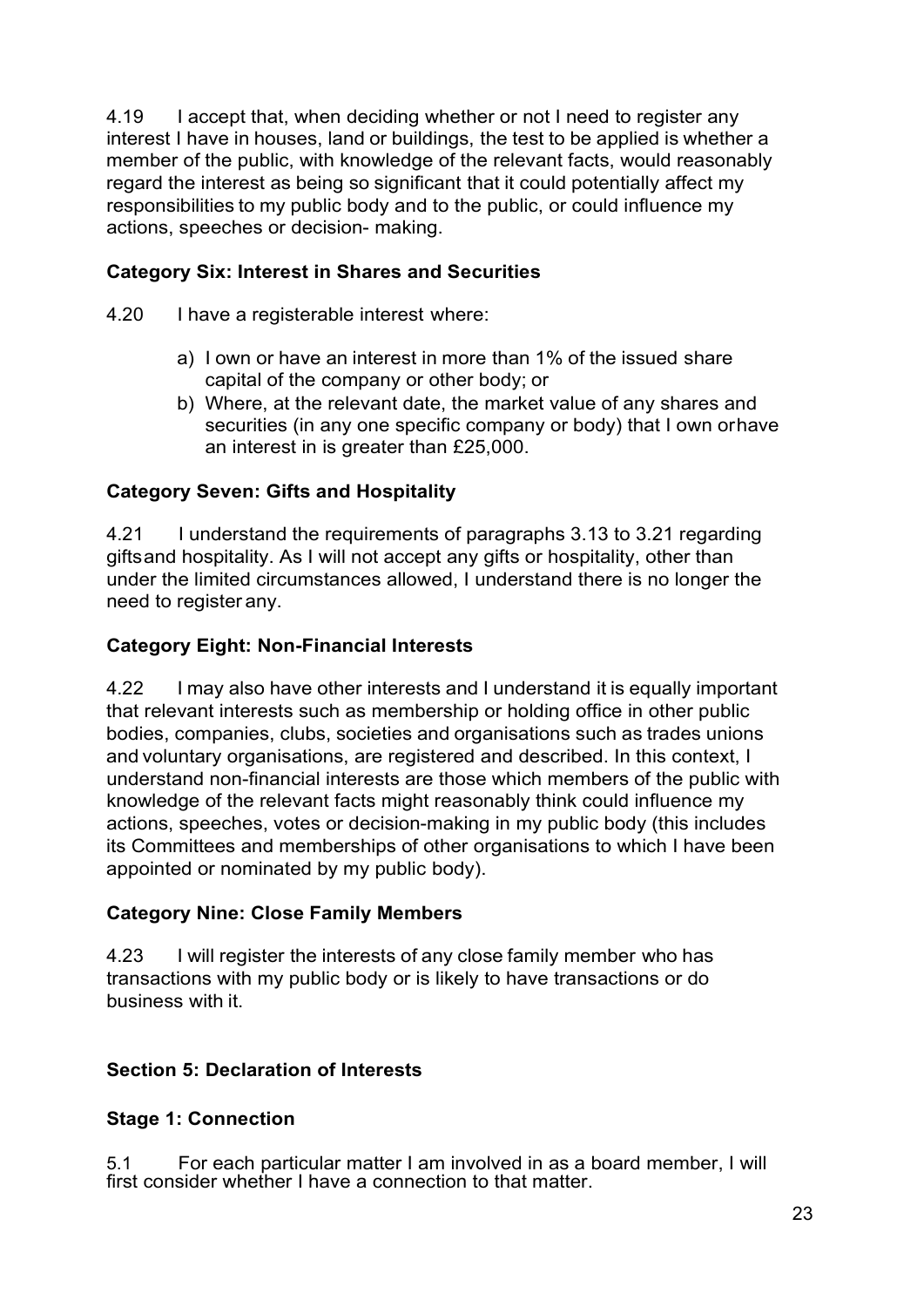4.19 I accept that, when deciding whether or not I need to register any interest I have in houses, land or buildings, the test to be applied is whether a member of the public, with knowledge of the relevant facts, would reasonably regard the interest as being so significant that it could potentially affect my responsibilities to my public body and to the public, or could influence my actions, speeches or decision- making.

### Category Six: Interest in Shares and Securities

4.20 I have a registerable interest where:

a) I own or have an interest in more than 1% of the issued share capital of the company or other body; or
b) Where, at the relevant date, the market value of any shares and securities (in any one specific company or body) that I own orhave an interest in is greater than £25,000.

### Category Seven: Gifts and Hospitality

4.21 I understand the requirements of paragraphs 3.13 to 3.21 regarding giftsand hospitality. As I will not accept any gifts or hospitality, other than under the limited circumstances allowed, I understand there is no longer the need to register any.

### Category Eight: Non-Financial Interests

4.22 I may also have other interests and I understand it is equally important that relevant interests such as membership or holding office in other public bodies, companies, clubs, societies and organisations such as trades unions and voluntary organisations, are registered and described. In this context, I understand non-financial interests are those which members of the public with knowledge of the relevant facts might reasonably think could influence my actions, speeches, votes or decision-making in my public body (this includes its Committees and memberships of other organisations to which I have been appointed or nominated by my public body).

### Category Nine: Close Family Members

4.23 I will register the interests of any close family member who has transactions with my public body or is likely to have transactions or do business with it.

## Section 5: Declaration of Interests

### Stage 1: Connection

5.1 For each particular matter I am involved in as a board member, I will first consider whether I have a connection to that matter.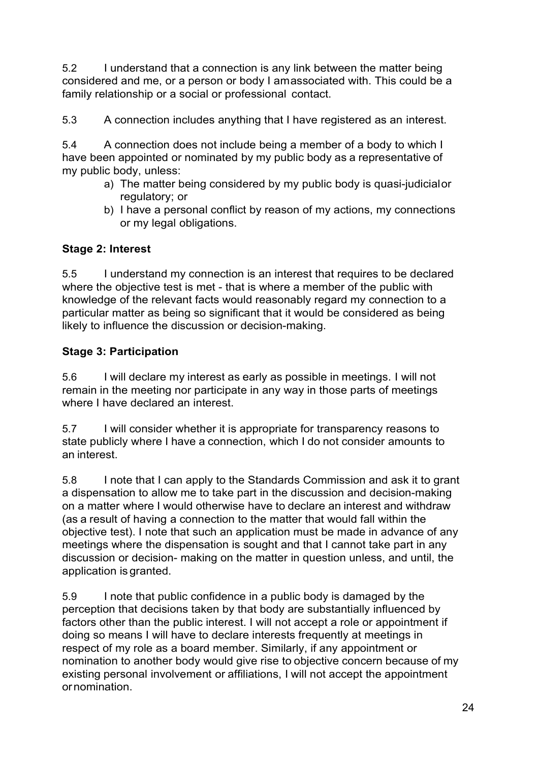5.2 I understand that a connection is any link between the matter being considered and me, or a person or body I am associated with. This could be a family relationship or a social or professional contact.

5.3 A connection includes anything that I have registered as an interest.

5.4 A connection does not include being a member of a body to which I have been appointed or nominated by my public body as a representative of my public body, unless:

a) The matter being considered by my public body is quasi-judicial or regulatory; or
b) I have a personal conflict by reason of my actions, my connections or my legal obligations.

### Stage 2: Interest

5.5 I understand my connection is an interest that requires to be declared where the objective test is met - that is where a member of the public with knowledge of the relevant facts would reasonably regard my connection to a particular matter as being so significant that it would be considered as being likely to influence the discussion or decision-making.

### Stage 3: Participation

5.6 I will declare my interest as early as possible in meetings. I will not remain in the meeting nor participate in any way in those parts of meetings where I have declared an interest.

5.7 I will consider whether it is appropriate for transparency reasons to state publicly where I have a connection, which I do not consider amounts to an interest.

5.8 I note that I can apply to the Standards Commission and ask it to grant a dispensation to allow me to take part in the discussion and decision-making on a matter where I would otherwise have to declare an interest and withdraw (as a result of having a connection to the matter that would fall within the objective test). I note that such an application must be made in advance of any meetings where the dispensation is sought and that I cannot take part in any discussion or decision- making on the matter in question unless, and until, the application is granted.

5.9 I note that public confidence in a public body is damaged by the perception that decisions taken by that body are substantially influenced by factors other than the public interest. I will not accept a role or appointment if doing so means I will have to declare interests frequently at meetings in respect of my role as a board member. Similarly, if any appointment or nomination to another body would give rise to objective concern because of my existing personal involvement or affiliations, I will not accept the appointment or nomination.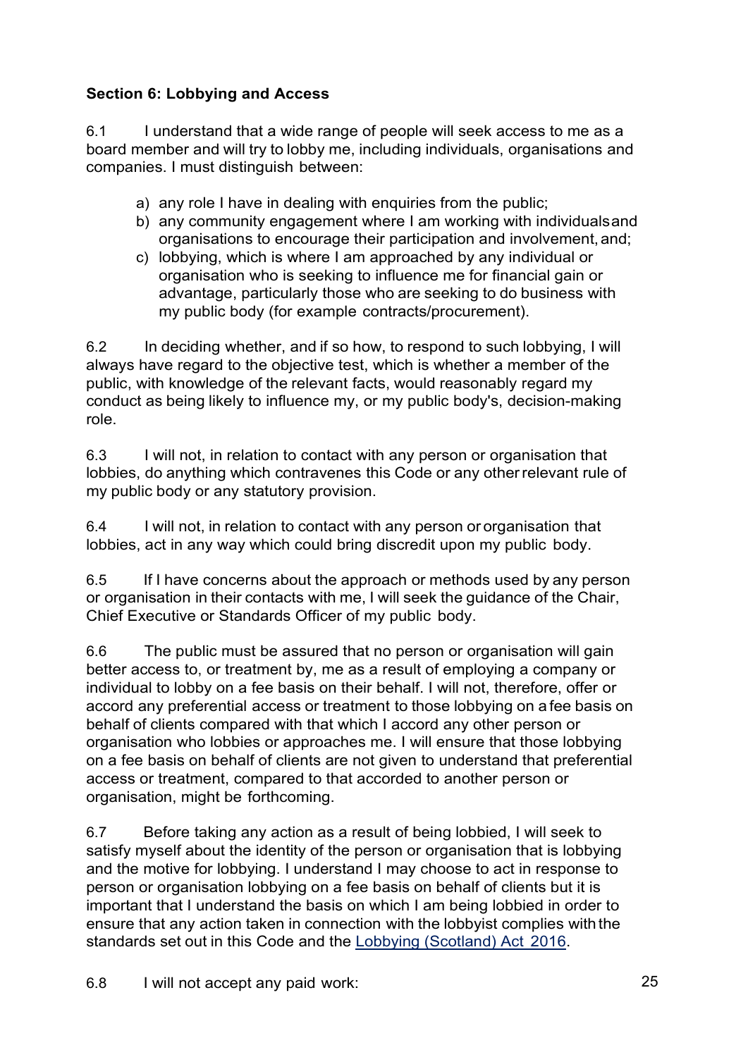**Section 6: Lobbying and Access**

6.1 I understand that a wide range of people will seek access to me as a board member and will try to lobby me, including individuals, organisations and companies. I must distinguish between:

a) any role I have in dealing with enquiries from the public;
b) any community engagement where I am working with individuals and organisations to encourage their participation and involvement, and;
c) lobbying, which is where I am approached by any individual or organisation who is seeking to influence me for financial gain or advantage, particularly those who are seeking to do business with my public body (for example contracts/procurement).

6.2 In deciding whether, and if so how, to respond to such lobbying, I will always have regard to the objective test, which is whether a member of the public, with knowledge of the relevant facts, would reasonably regard my conduct as being likely to influence my, or my public body's, decision-making role.

6.3 I will not, in relation to contact with any person or organisation that lobbies, do anything which contravenes this Code or any other relevant rule of my public body or any statutory provision.

6.4 I will not, in relation to contact with any person or organisation that lobbies, act in any way which could bring discredit upon my public body.

6.5 If I have concerns about the approach or methods used by any person or organisation in their contacts with me, I will seek the guidance of the Chair, Chief Executive or Standards Officer of my public body.

6.6 The public must be assured that no person or organisation will gain better access to, or treatment by, me as a result of employing a company or individual to lobby on a fee basis on their behalf. I will not, therefore, offer or accord any preferential access or treatment to those lobbying on a fee basis on behalf of clients compared with that which I accord any other person or organisation who lobbies or approaches me. I will ensure that those lobbying on a fee basis on behalf of clients are not given to understand that preferential access or treatment, compared to that accorded to another person or organisation, might be forthcoming.

6.7 Before taking any action as a result of being lobbied, I will seek to satisfy myself about the identity of the person or organisation that is lobbying and the motive for lobbying. I understand I may choose to act in response to person or organisation lobbying on a fee basis on behalf of clients but it is important that I understand the basis on which I am being lobbied in order to ensure that any action taken in connection with the lobbyist complies with the standards set out in this Code and the Lobbying (Scotland) Act 2016.

6.8 I will not accept any paid work: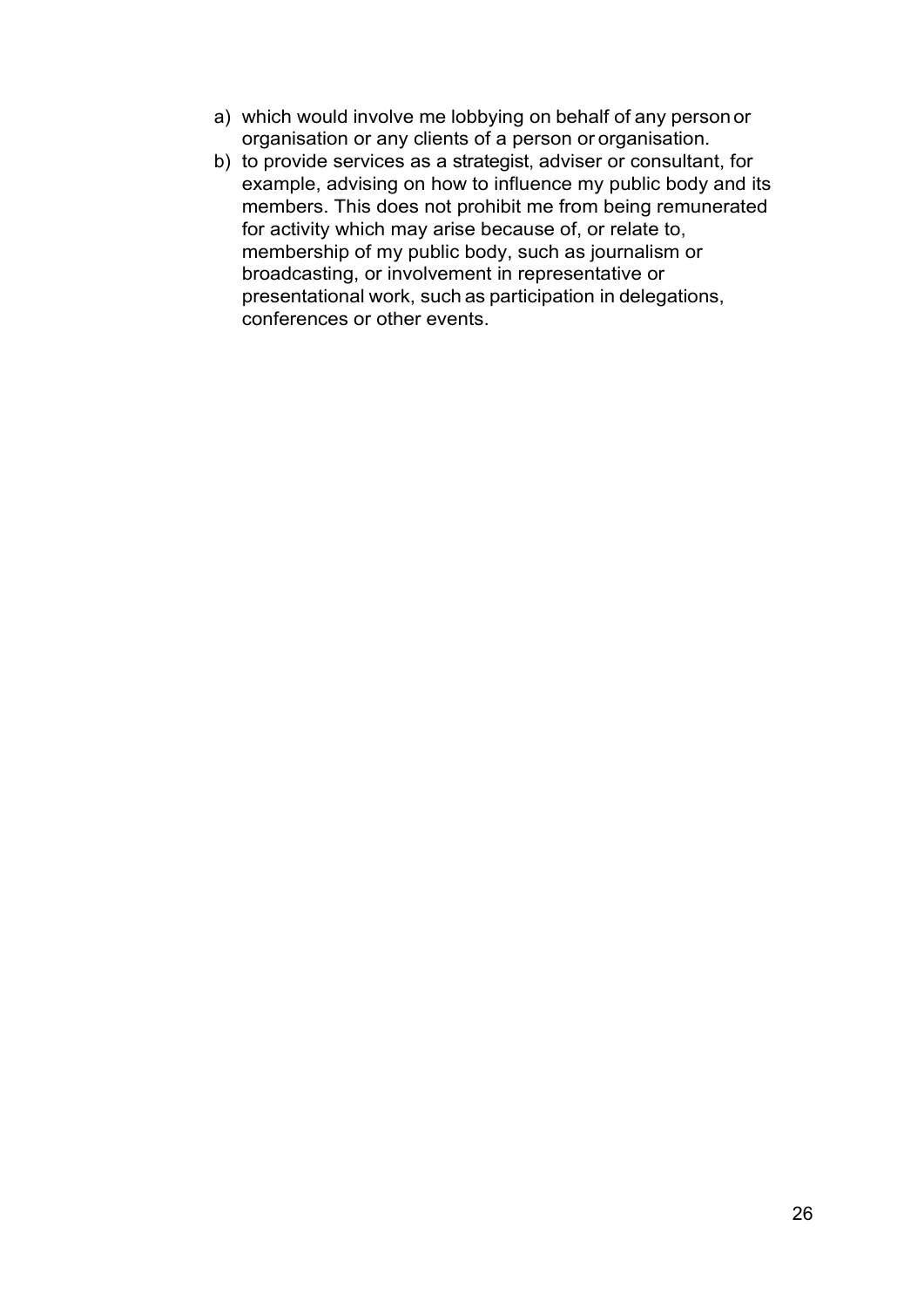a) which would involve me lobbying on behalf of any person or organisation or any clients of a person or organisation.
b) to provide services as a strategist, adviser or consultant, for example, advising on how to influence my public body and its members. This does not prohibit me from being remunerated for activity which may arise because of, or relate to, membership of my public body, such as journalism or broadcasting, or involvement in representative or presentational work, such as participation in delegations, conferences or other events.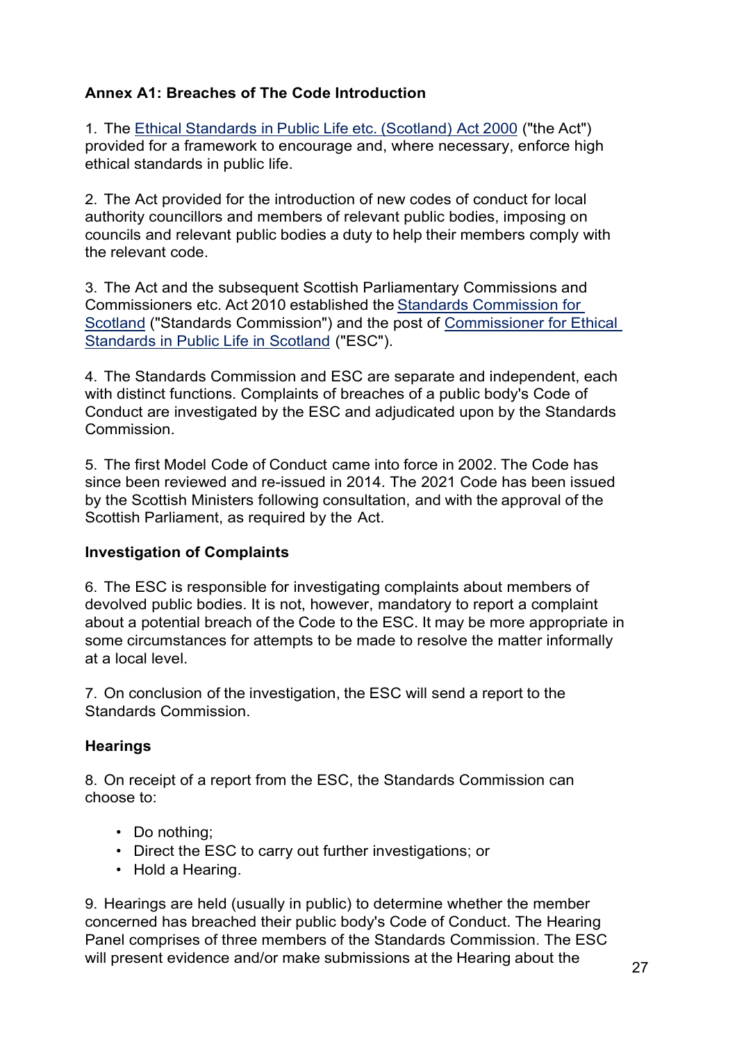## Annex A1: Breaches of The Code Introduction

1. The Ethical Standards in Public Life etc. (Scotland) Act 2000 ("the Act") provided for a framework to encourage and, where necessary, enforce high ethical standards in public life.

2. The Act provided for the introduction of new codes of conduct for local authority councillors and members of relevant public bodies, imposing on councils and relevant public bodies a duty to help their members comply with the relevant code.

3. The Act and the subsequent Scottish Parliamentary Commissions and Commissioners etc. Act 2010 established the Standards Commission for Scotland ("Standards Commission") and the post of Commissioner for Ethical Standards in Public Life in Scotland ("ESC").

4. The Standards Commission and ESC are separate and independent, each with distinct functions. Complaints of breaches of a public body's Code of Conduct are investigated by the ESC and adjudicated upon by the Standards Commission.

5. The first Model Code of Conduct came into force in 2002. The Code has since been reviewed and re-issued in 2014. The 2021 Code has been issued by the Scottish Ministers following consultation, and with the approval of the Scottish Parliament, as required by the Act.

### Investigation of Complaints

6. The ESC is responsible for investigating complaints about members of devolved public bodies. It is not, however, mandatory to report a complaint about a potential breach of the Code to the ESC. It may be more appropriate in some circumstances for attempts to be made to resolve the matter informally at a local level.

7. On conclusion of the investigation, the ESC will send a report to the Standards Commission.

### Hearings

8. On receipt of a report from the ESC, the Standards Commission can choose to:

- Do nothing;
- Direct the ESC to carry out further investigations; or
- Hold a Hearing.

9. Hearings are held (usually in public) to determine whether the member concerned has breached their public body's Code of Conduct. The Hearing Panel comprises of three members of the Standards Commission. The ESC will present evidence and/or make submissions at the Hearing about the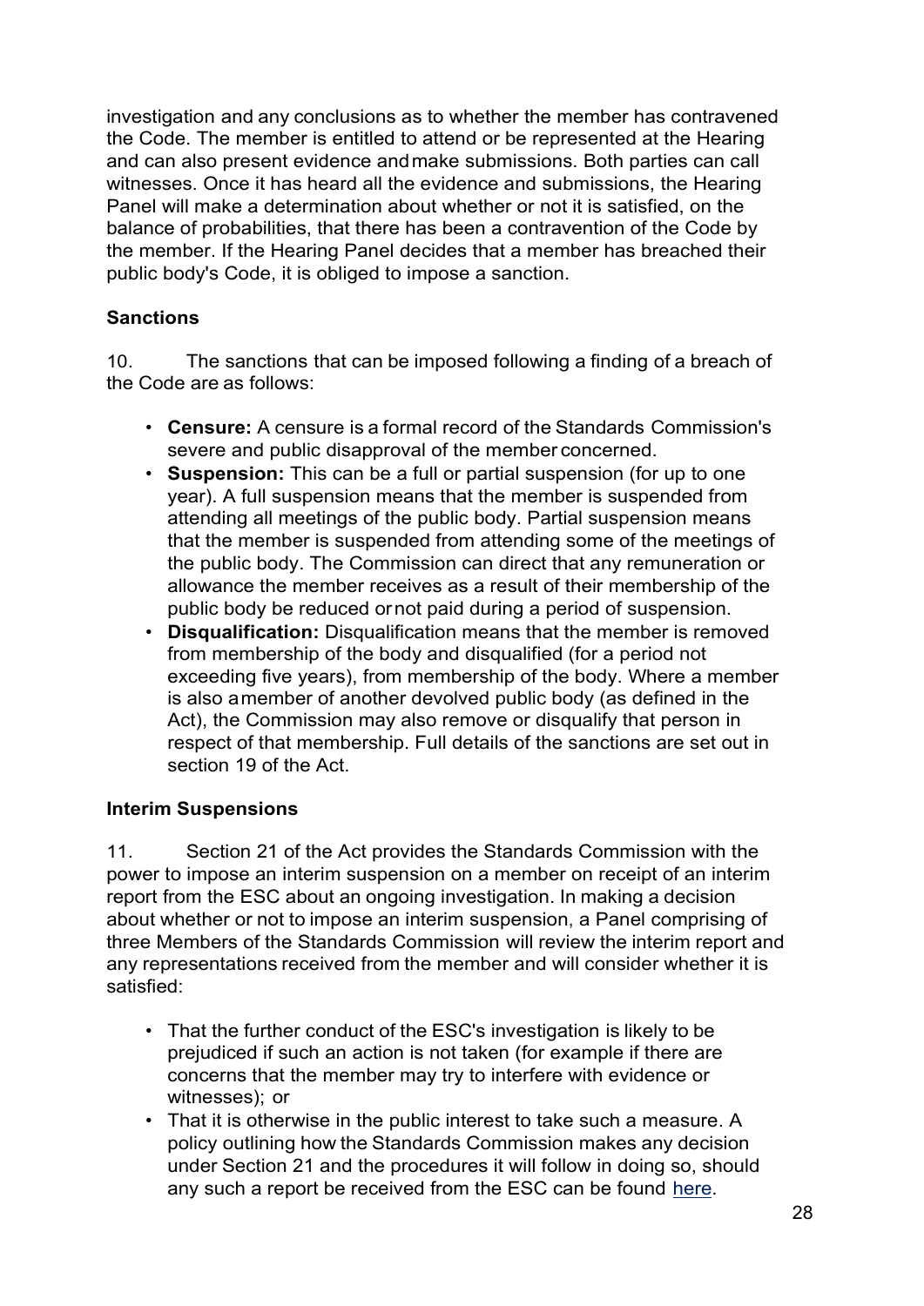investigation and any conclusions as to whether the member has contravened the Code. The member is entitled to attend or be represented at the Hearing and can also present evidence and make submissions. Both parties can call witnesses. Once it has heard all the evidence and submissions, the Hearing Panel will make a determination about whether or not it is satisfied, on the balance of probabilities, that there has been a contravention of the Code by the member. If the Hearing Panel decides that a member has breached their public body's Code, it is obliged to impose a sanction.

**Sanctions**

10. The sanctions that can be imposed following a finding of a breach of the Code are as follows:

- **Censure:** A censure is a formal record of the Standards Commission's severe and public disapproval of the member concerned.
- **Suspension:** This can be a full or partial suspension (for up to one year). A full suspension means that the member is suspended from attending all meetings of the public body. Partial suspension means that the member is suspended from attending some of the meetings of the public body. The Commission can direct that any remuneration or allowance the member receives as a result of their membership of the public body be reduced or not paid during a period of suspension.
- **Disqualification:** Disqualification means that the member is removed from membership of the body and disqualified (for a period not exceeding five years), from membership of the body. Where a member is also a member of another devolved public body (as defined in the Act), the Commission may also remove or disqualify that person in respect of that membership. Full details of the sanctions are set out in section 19 of the Act.

**Interim Suspensions**

11. Section 21 of the Act provides the Standards Commission with the power to impose an interim suspension on a member on receipt of an interim report from the ESC about an ongoing investigation. In making a decision about whether or not to impose an interim suspension, a Panel comprising of three Members of the Standards Commission will review the interim report and any representations received from the member and will consider whether it is satisfied:

- That the further conduct of the ESC's investigation is likely to be prejudiced if such an action is not taken (for example if there are concerns that the member may try to interfere with evidence or witnesses); or
- That it is otherwise in the public interest to take such a measure. A policy outlining how the Standards Commission makes any decision under Section 21 and the procedures it will follow in doing so, should any such a report be received from the ESC can be found here.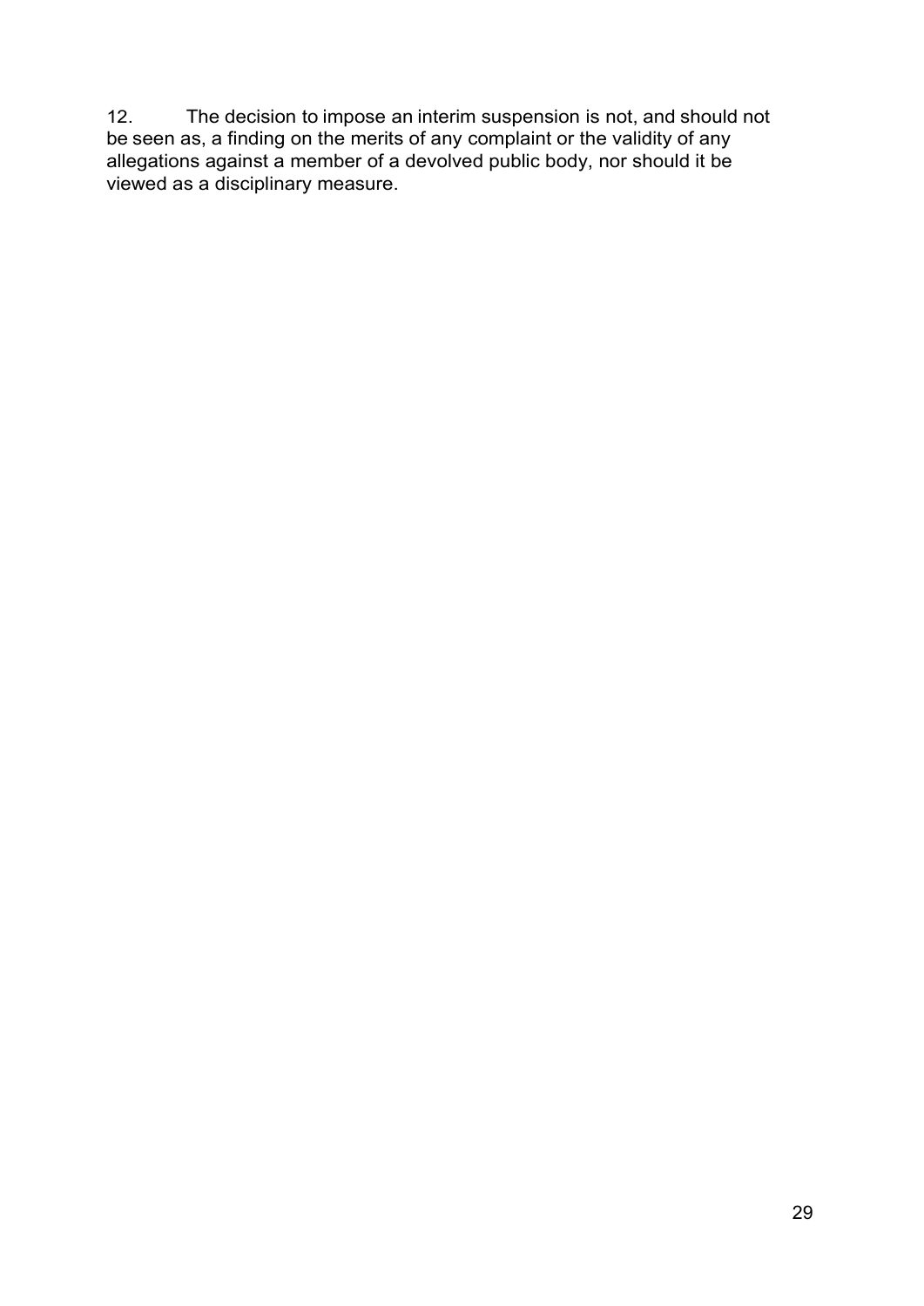12. The decision to impose an interim suspension is not, and should not be seen as, a finding on the merits of any complaint or the validity of any allegations against a member of a devolved public body, nor should it be viewed as a disciplinary measure.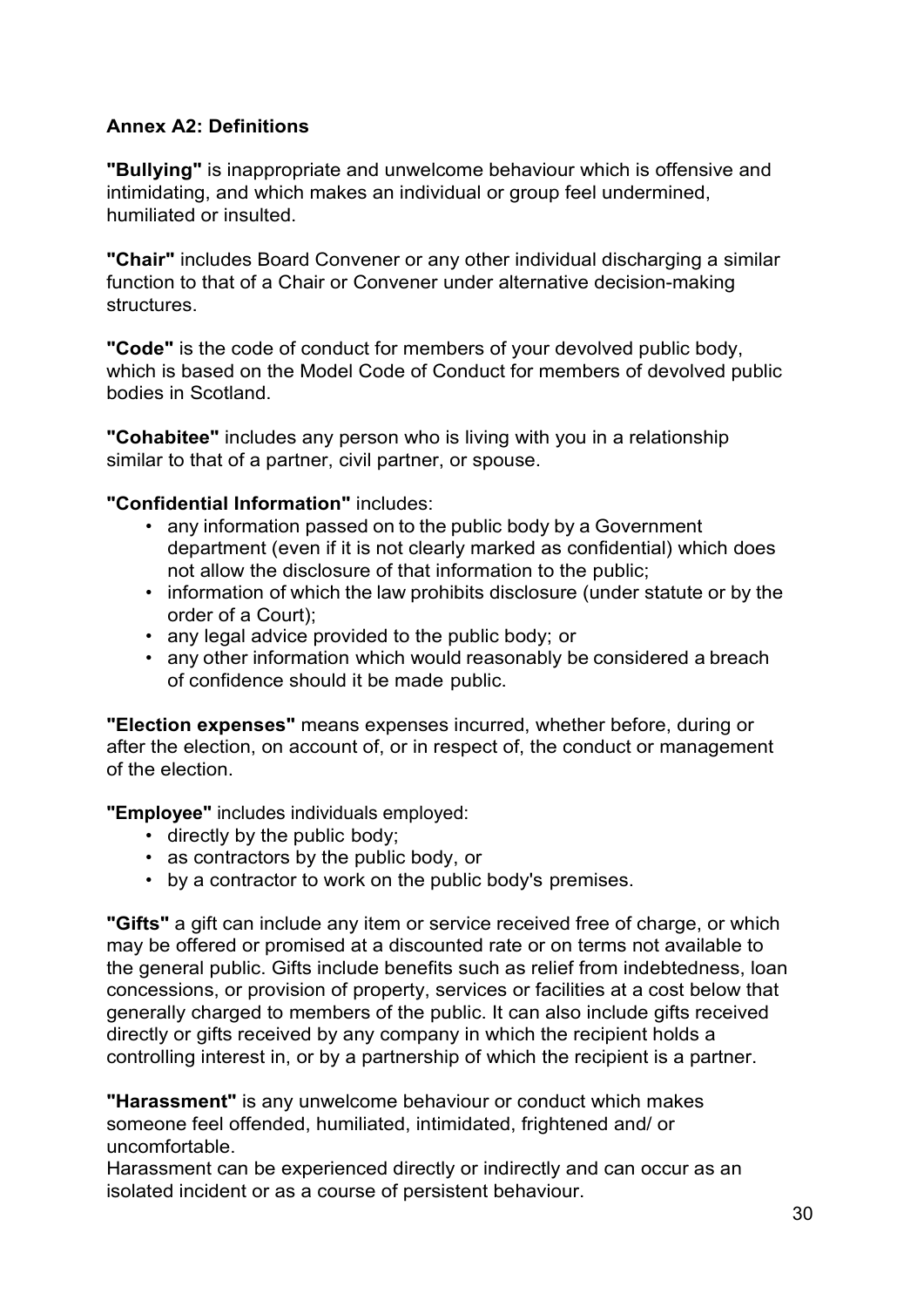## Annex A2: Definitions

**"Bullying"** is inappropriate and unwelcome behaviour which is offensive and intimidating, and which makes an individual or group feel undermined, humiliated or insulted.

**"Chair"** includes Board Convener or any other individual discharging a similar function to that of a Chair or Convener under alternative decision-making structures.

**"Code"** is the code of conduct for members of your devolved public body, which is based on the Model Code of Conduct for members of devolved public bodies in Scotland.

**"Cohabitee"** includes any person who is living with you in a relationship similar to that of a partner, civil partner, or spouse.

**"Confidential Information"** includes:

- any information passed on to the public body by a Government department (even if it is not clearly marked as confidential) which does not allow the disclosure of that information to the public;
- information of which the law prohibits disclosure (under statute or by the order of a Court);
- any legal advice provided to the public body; or
- any other information which would reasonably be considered a breach of confidence should it be made public.

**"Election expenses"** means expenses incurred, whether before, during or after the election, on account of, or in respect of, the conduct or management of the election.

**"Employee"** includes individuals employed:

- directly by the public body;
- as contractors by the public body, or
- by a contractor to work on the public body's premises.

**"Gifts"** a gift can include any item or service received free of charge, or which may be offered or promised at a discounted rate or on terms not available to the general public. Gifts include benefits such as relief from indebtedness, loan concessions, or provision of property, services or facilities at a cost below that generally charged to members of the public. It can also include gifts received directly or gifts received by any company in which the recipient holds a controlling interest in, or by a partnership of which the recipient is a partner.

**"Harassment"** is any unwelcome behaviour or conduct which makes someone feel offended, humiliated, intimidated, frightened and/ or uncomfortable.
Harassment can be experienced directly or indirectly and can occur as an isolated incident or as a course of persistent behaviour.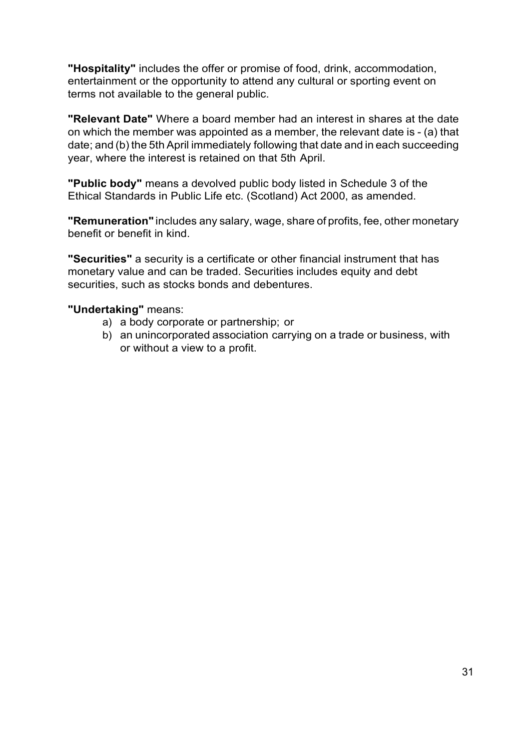**"Hospitality"** includes the offer or promise of food, drink, accommodation, entertainment or the opportunity to attend any cultural or sporting event on terms not available to the general public.

**"Relevant Date"** Where a board member had an interest in shares at the date on which the member was appointed as a member, the relevant date is - (a) that date; and (b) the 5th April immediately following that date and in each succeeding year, where the interest is retained on that 5th April.

**"Public body"** means a devolved public body listed in Schedule 3 of the Ethical Standards in Public Life etc. (Scotland) Act 2000, as amended.

**"Remuneration"** includes any salary, wage, share of profits, fee, other monetary benefit or benefit in kind.

**"Securities"** a security is a certificate or other financial instrument that has monetary value and can be traded. Securities includes equity and debt securities, such as stocks bonds and debentures.

**"Undertaking"** means:

a) a body corporate or partnership; or
b) an unincorporated association carrying on a trade or business, with or without a view to a profit.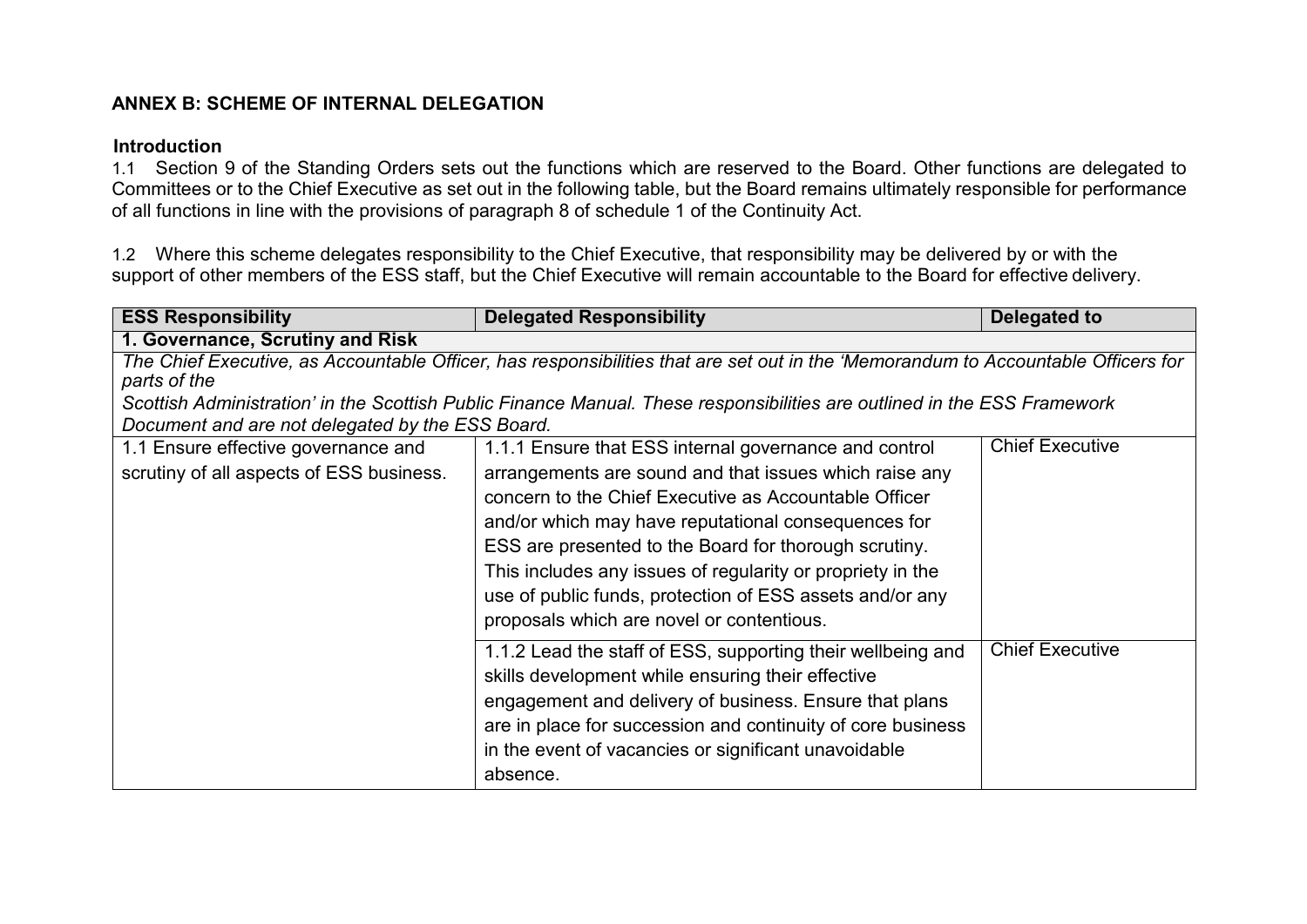**ANNEX B: SCHEME OF INTERNAL DELEGATION**

**Introduction**

1.1 Section 9 of the Standing Orders sets out the functions which are reserved to the Board. Other functions are delegated to Committees or to the Chief Executive as set out in the following table, but the Board remains ultimately responsible for performance of all functions in line with the provisions of paragraph 8 of schedule 1 of the Continuity Act.

1.2 Where this scheme delegates responsibility to the Chief Executive, that responsibility may be delivered by or with the support of other members of the ESS staff, but the Chief Executive will remain accountable to the Board for effective delivery.

| ESS Responsibility | Delegated Responsibility | Delegated to |
|---|---|---|
| **1. Governance, Scrutiny and Risk** | | |
| *The Chief Executive, as Accountable Officer, has responsibilities that are set out in the 'Memorandum to Accountable Officers for parts of the Scottish Administration' in the Scottish Public Finance Manual. These responsibilities are outlined in the ESS Framework Document and are not delegated by the ESS Board.* | | |
| 1.1 Ensure effective governance and scrutiny of all aspects of ESS business. | 1.1.1 Ensure that ESS internal governance and control arrangements are sound and that issues which raise any concern to the Chief Executive as Accountable Officer and/or which may have reputational consequences for ESS are presented to the Board for thorough scrutiny. This includes any issues of regularity or propriety in the use of public funds, protection of ESS assets and/or any proposals which are novel or contentious. | Chief Executive |
| | 1.1.2 Lead the staff of ESS, supporting their wellbeing and skills development while ensuring their effective engagement and delivery of business. Ensure that plans are in place for succession and continuity of core business in the event of vacancies or significant unavoidable absence. | Chief Executive |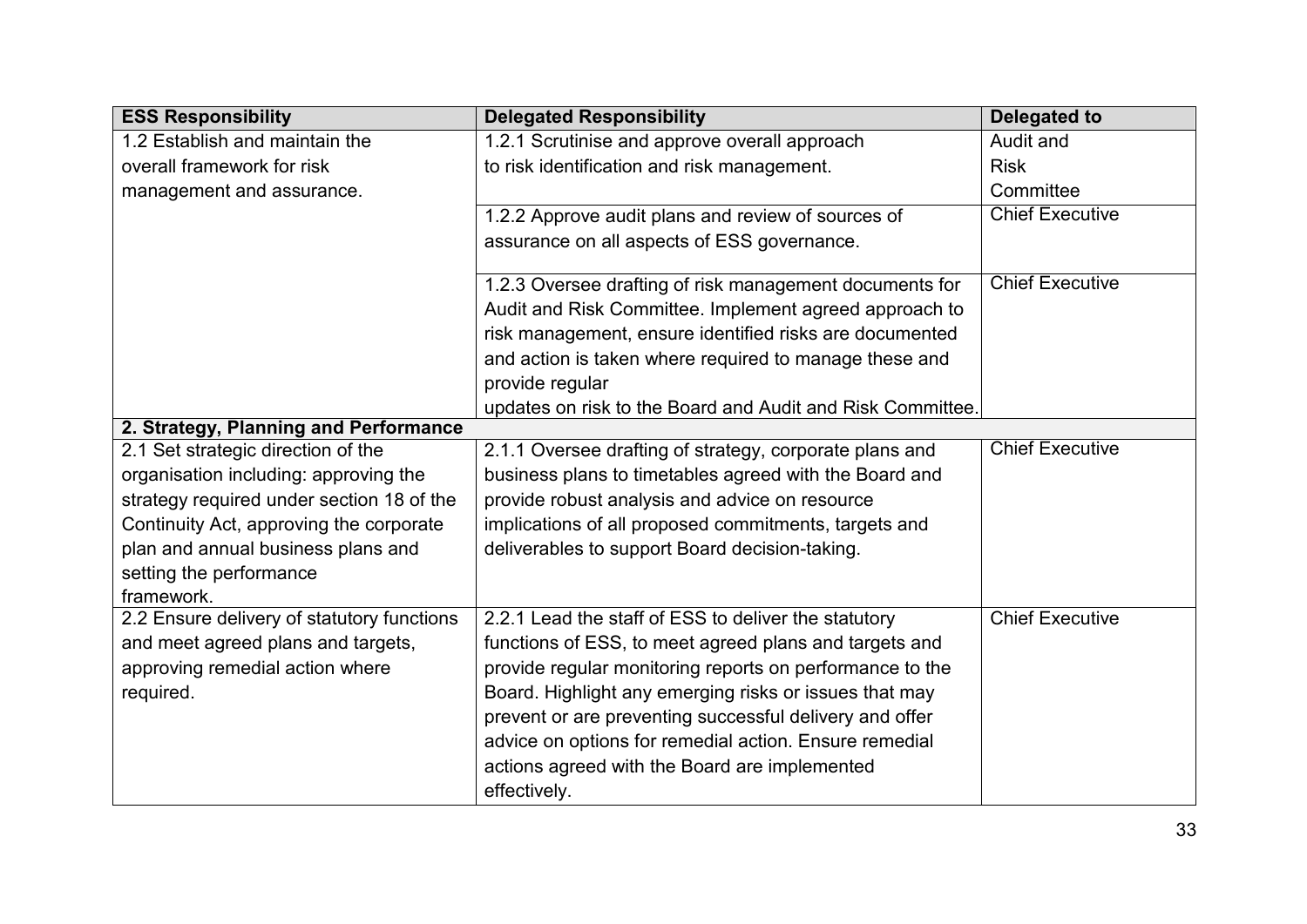| ESS Responsibility | Delegated Responsibility | Delegated to |
|---|---|---|
| 1.2 Establish and maintain the overall framework for risk management and assurance. | 1.2.1 Scrutinise and approve overall approach to risk identification and risk management. | Audit and Risk Committee |
| | 1.2.2 Approve audit plans and review of sources of assurance on all aspects of ESS governance. | Chief Executive |
| | 1.2.3 Oversee drafting of risk management documents for Audit and Risk Committee. Implement agreed approach to risk management, ensure identified risks are documented and action is taken where required to manage these and provide regular updates on risk to the Board and Audit and Risk Committee. | Chief Executive |
| **2. Strategy, Planning and Performance** | | |
| 2.1 Set strategic direction of the organisation including: approving the strategy required under section 18 of the Continuity Act, approving the corporate plan and annual business plans and setting the performance framework. | 2.1.1 Oversee drafting of strategy, corporate plans and business plans to timetables agreed with the Board and provide robust analysis and advice on resource implications of all proposed commitments, targets and deliverables to support Board decision-taking. | Chief Executive |
| 2.2 Ensure delivery of statutory functions and meet agreed plans and targets, approving remedial action where required. | 2.2.1 Lead the staff of ESS to deliver the statutory functions of ESS, to meet agreed plans and targets and provide regular monitoring reports on performance to the Board. Highlight any emerging risks or issues that may prevent or are preventing successful delivery and offer advice on options for remedial action. Ensure remedial actions agreed with the Board are implemented effectively. | Chief Executive |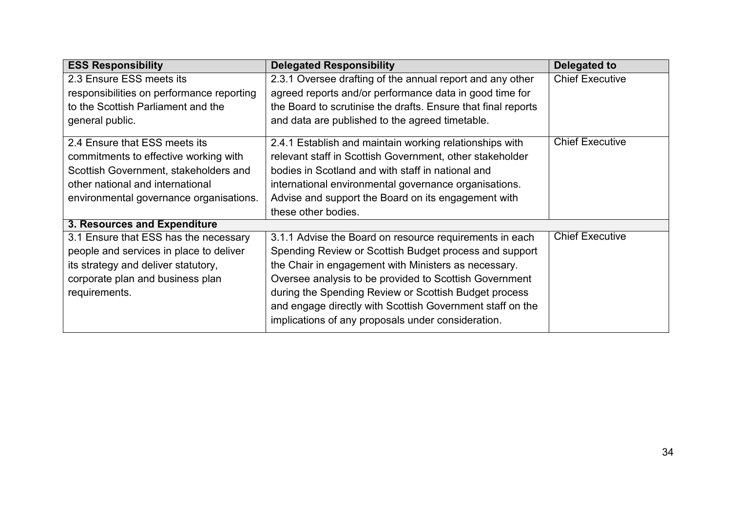| ESS Responsibility | Delegated Responsibility | Delegated to |
|---|---|---|
| 2.3 Ensure ESS meets its responsibilities on performance reporting to the Scottish Parliament and the general public. | 2.3.1 Oversee drafting of the annual report and any other agreed reports and/or performance data in good time for the Board to scrutinise the drafts. Ensure that final reports and data are published to the agreed timetable. | Chief Executive |
| 2.4 Ensure that ESS meets its commitments to effective working with Scottish Government, stakeholders and other national and international environmental governance organisations. | 2.4.1 Establish and maintain working relationships with relevant staff in Scottish Government, other stakeholder bodies in Scotland and with staff in national and international environmental governance organisations. Advise and support the Board on its engagement with these other bodies. | Chief Executive |
| **3. Resources and Expenditure** | | |
| 3.1 Ensure that ESS has the necessary people and services in place to deliver its strategy and deliver statutory, corporate plan and business plan requirements. | 3.1.1 Advise the Board on resource requirements in each Spending Review or Scottish Budget process and support the Chair in engagement with Ministers as necessary. Oversee analysis to be provided to Scottish Government during the Spending Review or Scottish Budget process and engage directly with Scottish Government staff on the implications of any proposals under consideration. | Chief Executive |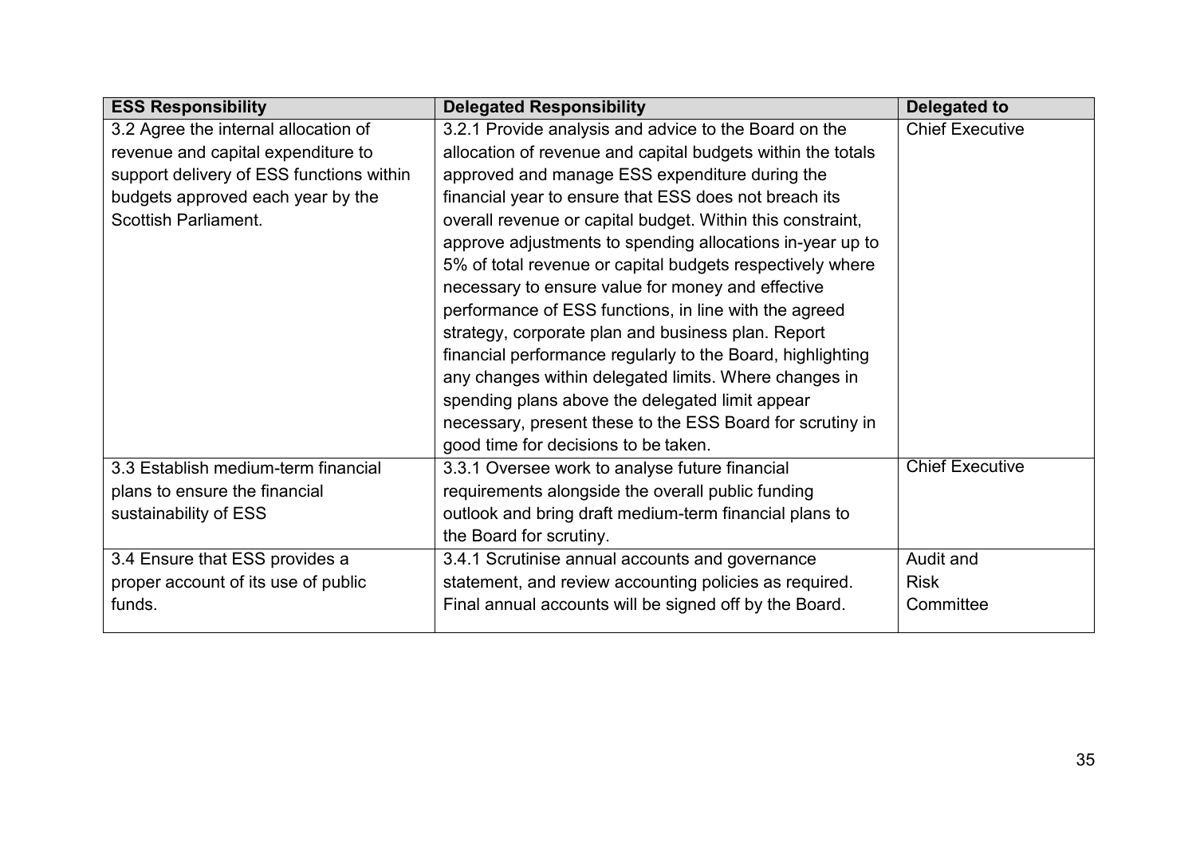| ESS Responsibility | Delegated Responsibility | Delegated to |
| --- | --- | --- |
| 3.2 Agree the internal allocation of revenue and capital expenditure to support delivery of ESS functions within budgets approved each year by the Scottish Parliament. | 3.2.1 Provide analysis and advice to the Board on the allocation of revenue and capital budgets within the totals approved and manage ESS expenditure during the financial year to ensure that ESS does not breach its overall revenue or capital budget. Within this constraint, approve adjustments to spending allocations in-year up to 5% of total revenue or capital budgets respectively where necessary to ensure value for money and effective performance of ESS functions, in line with the agreed strategy, corporate plan and business plan. Report financial performance regularly to the Board, highlighting any changes within delegated limits. Where changes in spending plans above the delegated limit appear necessary, present these to the ESS Board for scrutiny in good time for decisions to be taken. | Chief Executive |
| 3.3 Establish medium-term financial plans to ensure the financial sustainability of ESS | 3.3.1 Oversee work to analyse future financial requirements alongside the overall public funding outlook and bring draft medium-term financial plans to the Board for scrutiny. | Chief Executive |
| 3.4 Ensure that ESS provides a proper account of its use of public funds. | 3.4.1 Scrutinise annual accounts and governance statement, and review accounting policies as required. Final annual accounts will be signed off by the Board. | Audit and Risk Committee |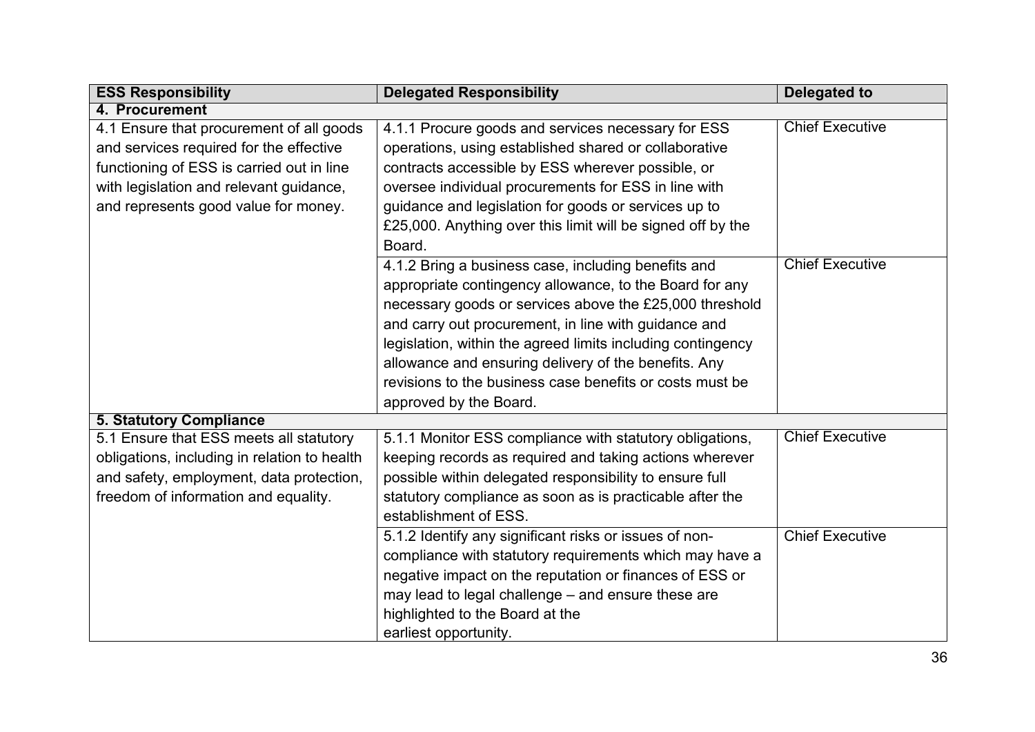| ESS Responsibility | Delegated Responsibility | Delegated to |
|---|---|---|
| **4. Procurement** | | |
| 4.1 Ensure that procurement of all goods and services required for the effective functioning of ESS is carried out in line with legislation and relevant guidance, and represents good value for money. | 4.1.1 Procure goods and services necessary for ESS operations, using established shared or collaborative contracts accessible by ESS wherever possible, or oversee individual procurements for ESS in line with guidance and legislation for goods or services up to £25,000. Anything over this limit will be signed off by the Board. | Chief Executive |
| | 4.1.2 Bring a business case, including benefits and appropriate contingency allowance, to the Board for any necessary goods or services above the £25,000 threshold and carry out procurement, in line with guidance and legislation, within the agreed limits including contingency allowance and ensuring delivery of the benefits. Any revisions to the business case benefits or costs must be approved by the Board. | Chief Executive |
| **5. Statutory Compliance** | | |
| 5.1 Ensure that ESS meets all statutory obligations, including in relation to health and safety, employment, data protection, freedom of information and equality. | 5.1.1 Monitor ESS compliance with statutory obligations, keeping records as required and taking actions wherever possible within delegated responsibility to ensure full statutory compliance as soon as is practicable after the establishment of ESS. | Chief Executive |
| | 5.1.2 Identify any significant risks or issues of non-compliance with statutory requirements which may have a negative impact on the reputation or finances of ESS or may lead to legal challenge – and ensure these are highlighted to the Board at the earliest opportunity. | Chief Executive |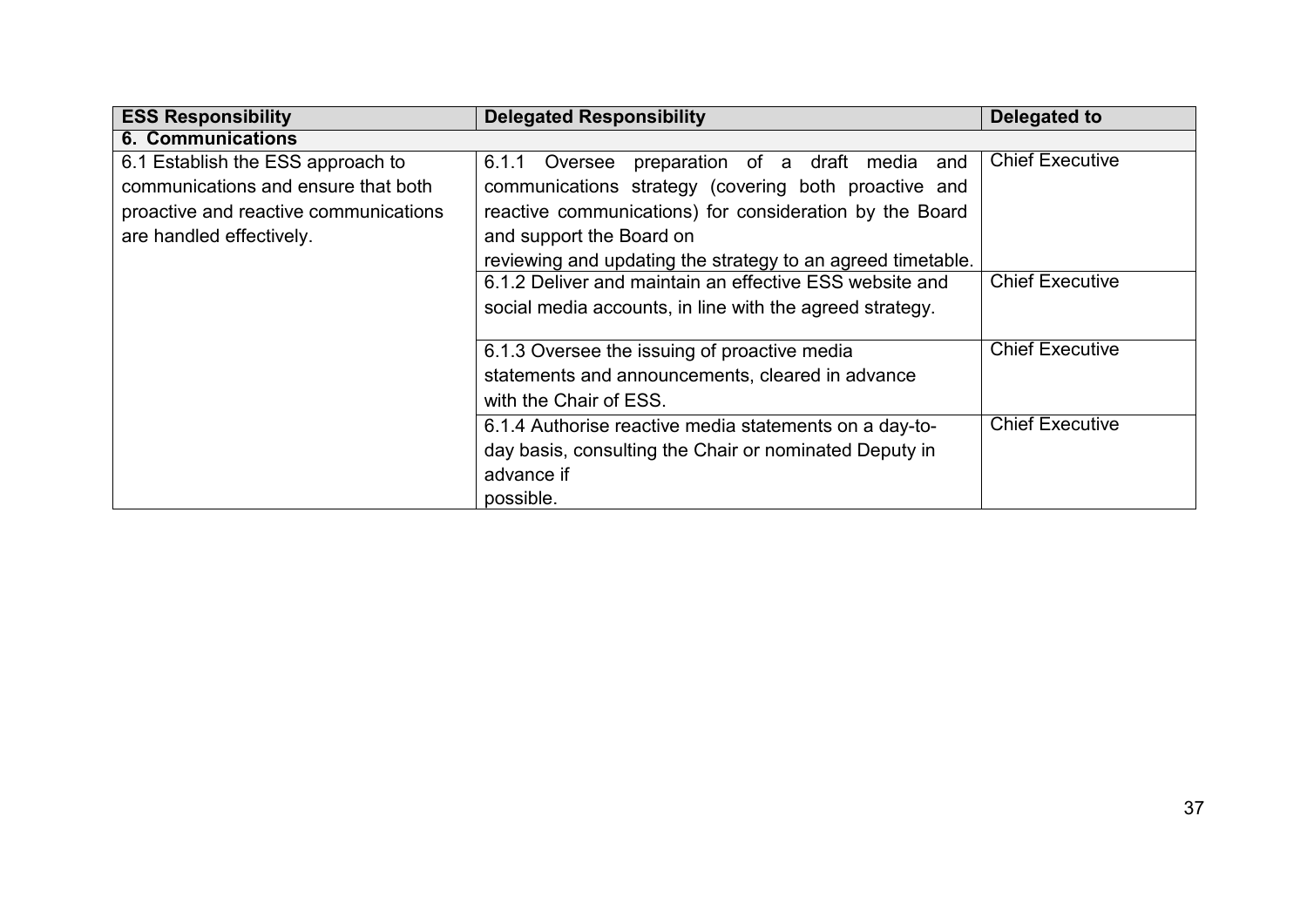| ESS Responsibility | Delegated Responsibility | Delegated to |
|---|---|---|
| **6. Communications** | | |
| 6.1 Establish the ESS approach to communications and ensure that both proactive and reactive communications are handled effectively. | 6.1.1 Oversee preparation of a draft media and communications strategy (covering both proactive and reactive communications) for consideration by the Board and support the Board on reviewing and updating the strategy to an agreed timetable. | Chief Executive |
| | 6.1.2 Deliver and maintain an effective ESS website and social media accounts, in line with the agreed strategy. | Chief Executive |
| | 6.1.3 Oversee the issuing of proactive media statements and announcements, cleared in advance with the Chair of ESS. | Chief Executive |
| | 6.1.4 Authorise reactive media statements on a day-to-day basis, consulting the Chair or nominated Deputy in advance if possible. | Chief Executive |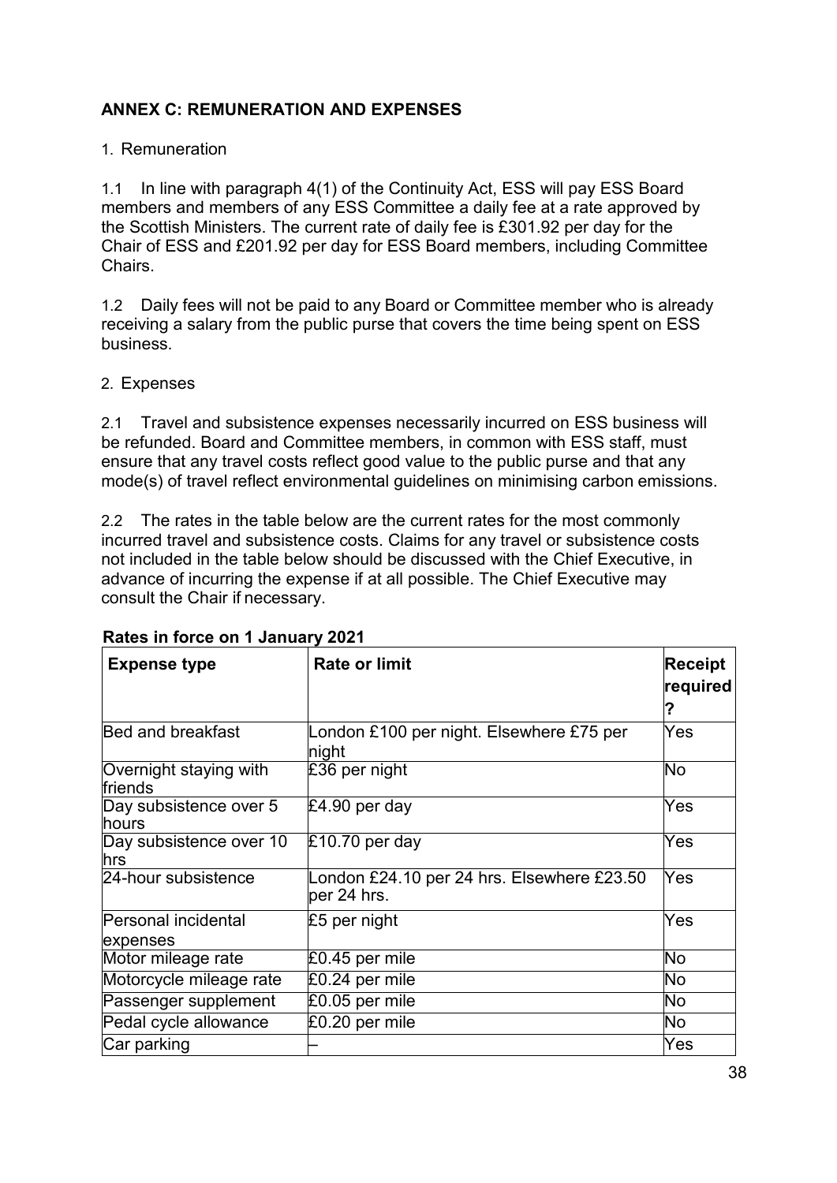## ANNEX C: REMUNERATION AND EXPENSES

1. Remuneration

1.1 In line with paragraph 4(1) of the Continuity Act, ESS will pay ESS Board members and members of any ESS Committee a daily fee at a rate approved by the Scottish Ministers. The current rate of daily fee is £301.92 per day for the Chair of ESS and £201.92 per day for ESS Board members, including Committee Chairs.

1.2 Daily fees will not be paid to any Board or Committee member who is already receiving a salary from the public purse that covers the time being spent on ESS business.

2. Expenses

2.1 Travel and subsistence expenses necessarily incurred on ESS business will be refunded. Board and Committee members, in common with ESS staff, must ensure that any travel costs reflect good value to the public purse and that any mode(s) of travel reflect environmental guidelines on minimising carbon emissions.

2.2 The rates in the table below are the current rates for the most commonly incurred travel and subsistence costs. Claims for any travel or subsistence costs not included in the table below should be discussed with the Chief Executive, in advance of incurring the expense if at all possible. The Chief Executive may consult the Chair if necessary.

**Rates in force on 1 January 2021**

| Expense type | Rate or limit | Receipt required? |
|---|---|---|
| Bed and breakfast | London £100 per night. Elsewhere £75 per night | Yes |
| Overnight staying with friends | £36 per night | No |
| Day subsistence over 5 hours | £4.90 per day | Yes |
| Day subsistence over 10 hrs | £10.70 per day | Yes |
| 24-hour subsistence | London £24.10 per 24 hrs. Elsewhere £23.50 per 24 hrs. | Yes |
| Personal incidental expenses | £5 per night | Yes |
| Motor mileage rate | £0.45 per mile | No |
| Motorcycle mileage rate | £0.24 per mile | No |
| Passenger supplement | £0.05 per mile | No |
| Pedal cycle allowance | £0.20 per mile | No |
| Car parking | – | Yes |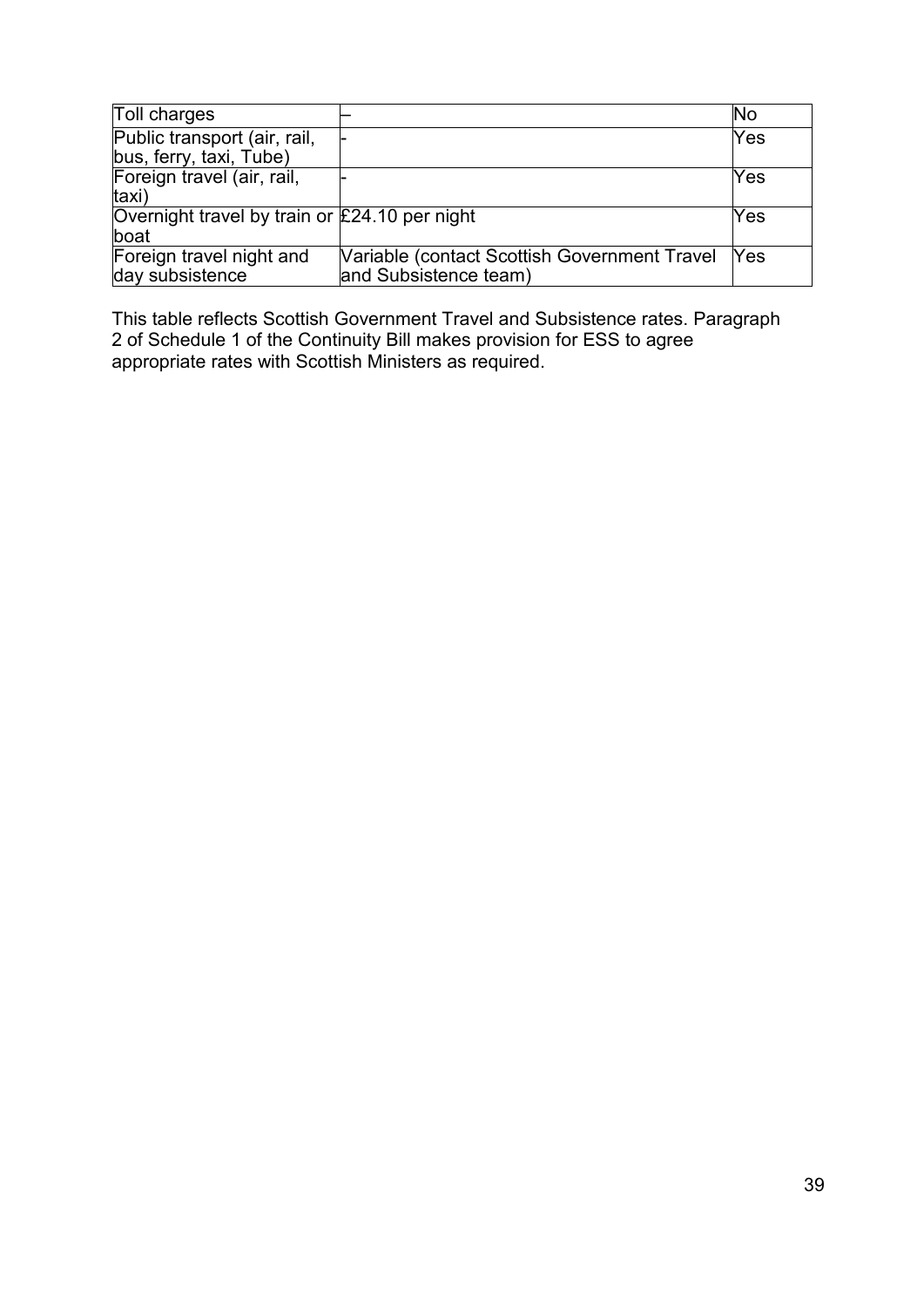| Toll charges | – | No |
|---|---|---|
| Public transport (air, rail, bus, ferry, taxi, Tube) | - | Yes |
| Foreign travel (air, rail, taxi) | - | Yes |
| Overnight travel by train or boat | £24.10 per night | Yes |
| Foreign travel night and day subsistence | Variable (contact Scottish Government Travel and Subsistence team) | Yes |

This table reflects Scottish Government Travel and Subsistence rates. Paragraph 2 of Schedule 1 of the Continuity Bill makes provision for ESS to agree appropriate rates with Scottish Ministers as required.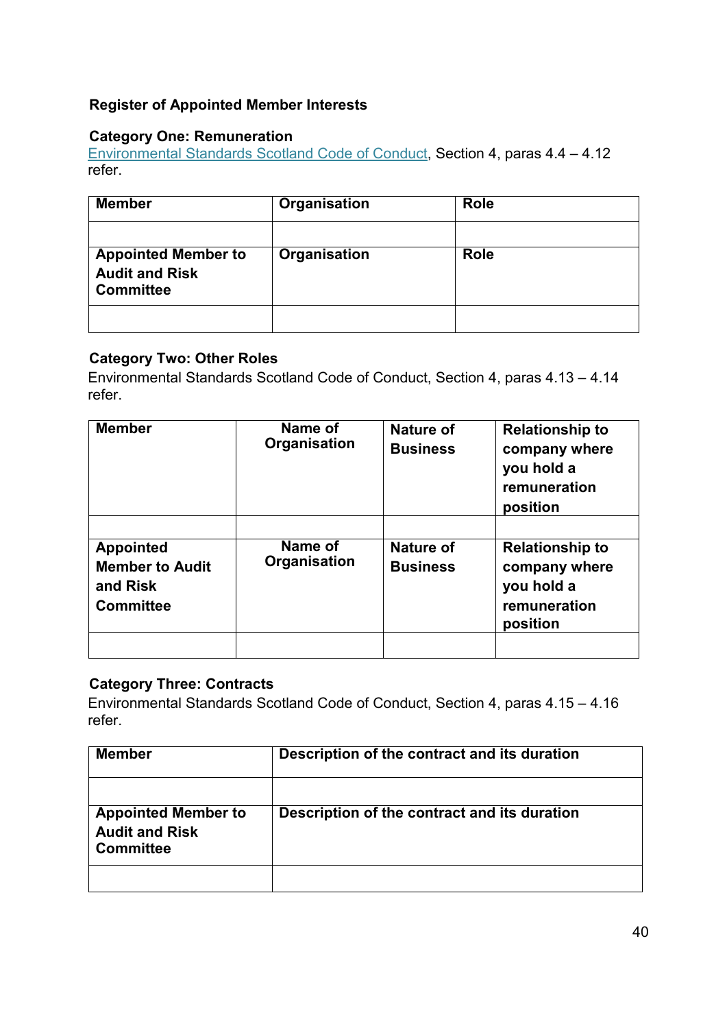**Register of Appointed Member Interests**

**Category One: Remuneration**

Environmental Standards Scotland Code of Conduct, Section 4, paras 4.4 – 4.12 refer.

| **Member** | **Organisation** | **Role** |
|---|---|---|
| | | |
| **Appointed Member to Audit and Risk Committee** | **Organisation** | **Role** |
| | | |

**Category Two: Other Roles**

Environmental Standards Scotland Code of Conduct, Section 4, paras 4.13 – 4.14 refer.

| **Member** | **Name of Organisation** | **Nature of Business** | **Relationship to company where you hold a remuneration position** |
|---|---|---|---|
| | | | |
| **Appointed Member to Audit and Risk Committee** | **Name of Organisation** | **Nature of Business** | **Relationship to company where you hold a remuneration position** |
| | | | |

**Category Three: Contracts**

Environmental Standards Scotland Code of Conduct, Section 4, paras 4.15 – 4.16 refer.

| **Member** | **Description of the contract and its duration** |
|---|---|
| | |
| **Appointed Member to Audit and Risk Committee** | **Description of the contract and its duration** |
| | |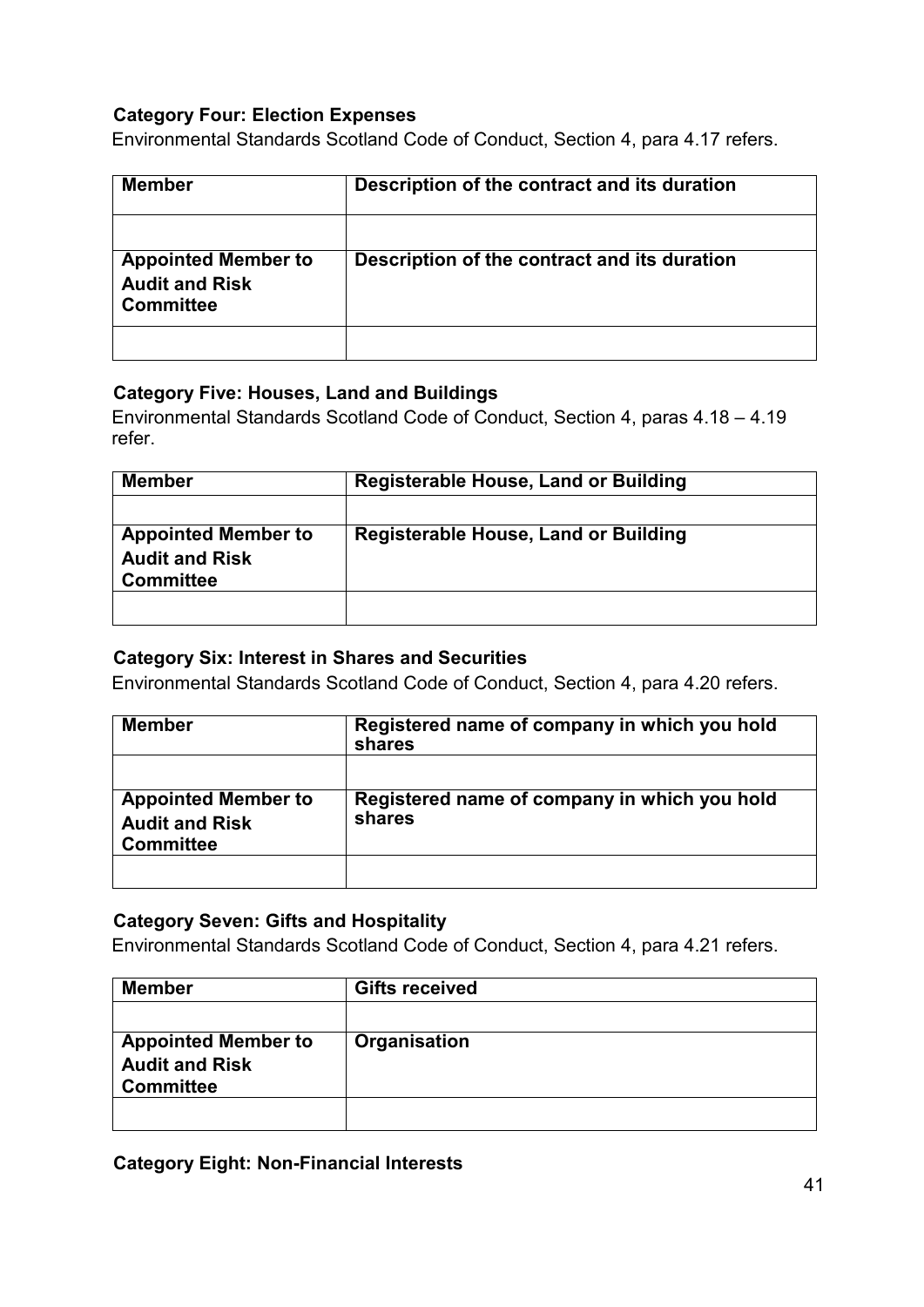**Category Four: Election Expenses**

Environmental Standards Scotland Code of Conduct, Section 4, para 4.17 refers.

| Member | Description of the contract and its duration |
|---|---|
| | |
| **Appointed Member to Audit and Risk Committee** | **Description of the contract and its duration** |
| | |

**Category Five: Houses, Land and Buildings**

Environmental Standards Scotland Code of Conduct, Section 4, paras 4.18 – 4.19 refer.

| Member | Registerable House, Land or Building |
|---|---|
| | |
| **Appointed Member to Audit and Risk Committee** | **Registerable House, Land or Building** |
| | |

**Category Six: Interest in Shares and Securities**

Environmental Standards Scotland Code of Conduct, Section 4, para 4.20 refers.

| Member | Registered name of company in which you hold shares |
|---|---|
| | |
| **Appointed Member to Audit and Risk Committee** | **Registered name of company in which you hold shares** |
| | |

**Category Seven: Gifts and Hospitality**

Environmental Standards Scotland Code of Conduct, Section 4, para 4.21 refers.

| Member | Gifts received |
|---|---|
| | |
| **Appointed Member to Audit and Risk Committee** | **Organisation** |
| | |

**Category Eight: Non-Financial Interests**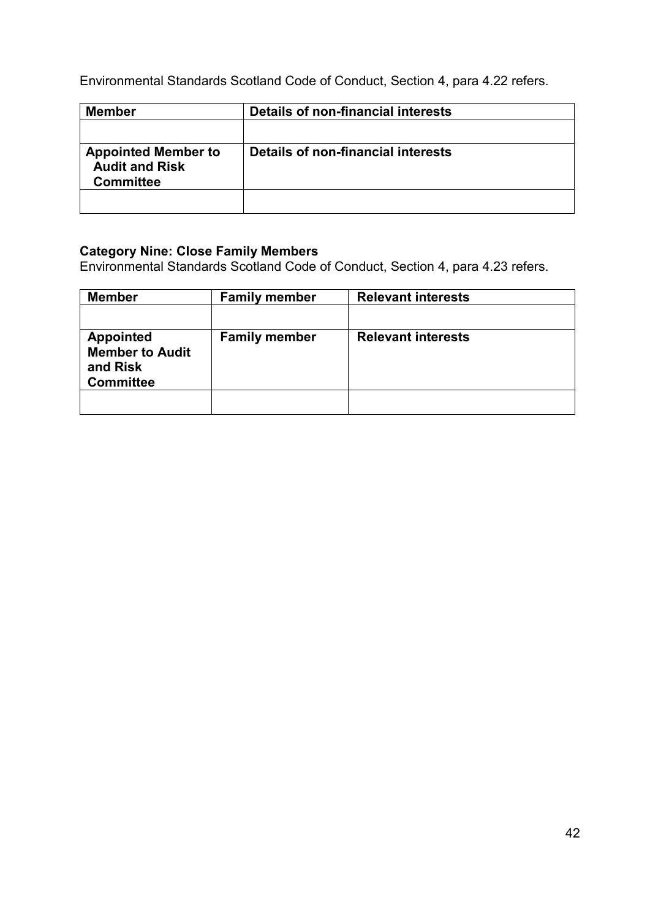Environmental Standards Scotland Code of Conduct, Section 4, para 4.22 refers.

| Member | Details of non-financial interests |
|---|---|
| | |
| **Appointed Member to Audit and Risk Committee** | **Details of non-financial interests** |
| | |

**Category Nine: Close Family Members**
Environmental Standards Scotland Code of Conduct, Section 4, para 4.23 refers.

| Member | Family member | Relevant interests |
|---|---|---|
| | | |
| **Appointed Member to Audit and Risk Committee** | **Family member** | **Relevant interests** |
| | | |